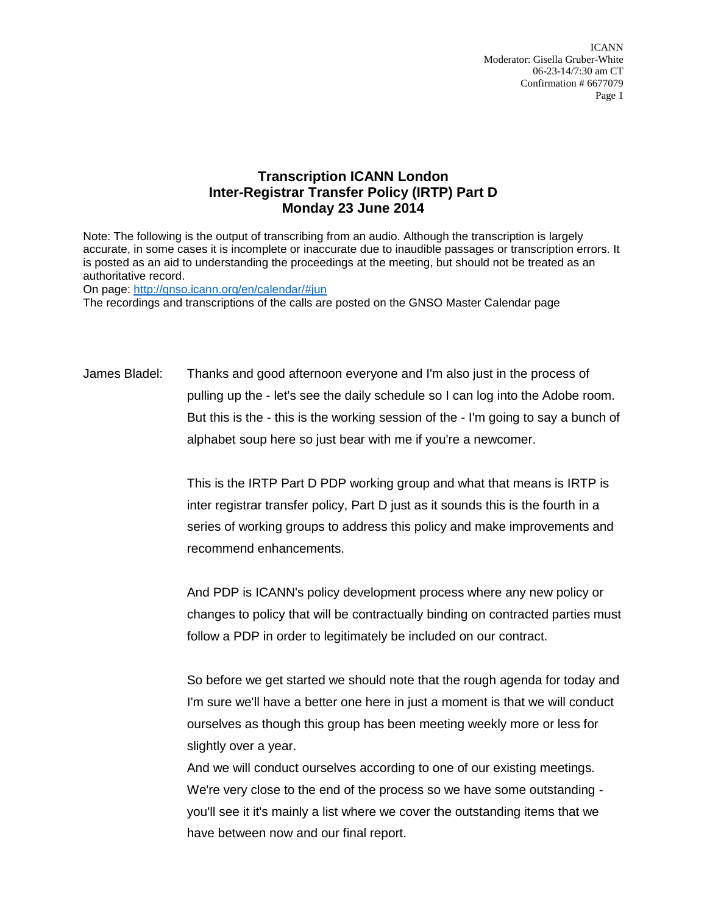# Transcription ICANN London
# Inter-Registrar Transfer Policy (IRTP) Part D
# Monday 23 June 2014

Note: The following is the output of transcribing from an audio. Although the transcription is largely accurate, in some cases it is incomplete or inaccurate due to inaudible passages or transcription errors. It is posted as an aid to understanding the proceedings at the meeting, but should not be treated as an authoritative record.

On page: http://gnso.icann.org/en/calendar/#jun

The recordings and transcriptions of the calls are posted on the GNSO Master Calendar page

James Bladel: Thanks and good afternoon everyone and I'm also just in the process of pulling up the - let's see the daily schedule so I can log into the Adobe room. But this is the - this is the working session of the - I'm going to say a bunch of alphabet soup here so just bear with me if you're a newcomer.

This is the IRTP Part D PDP working group and what that means is IRTP is inter registrar transfer policy, Part D just as it sounds this is the fourth in a series of working groups to address this policy and make improvements and recommend enhancements.

And PDP is ICANN's policy development process where any new policy or changes to policy that will be contractually binding on contracted parties must follow a PDP in order to legitimately be included on our contract.

So before we get started we should note that the rough agenda for today and I'm sure we'll have a better one here in just a moment is that we will conduct ourselves as though this group has been meeting weekly more or less for slightly over a year.

And we will conduct ourselves according to one of our existing meetings. We're very close to the end of the process so we have some outstanding - you'll see it it's mainly a list where we cover the outstanding items that we have between now and our final report.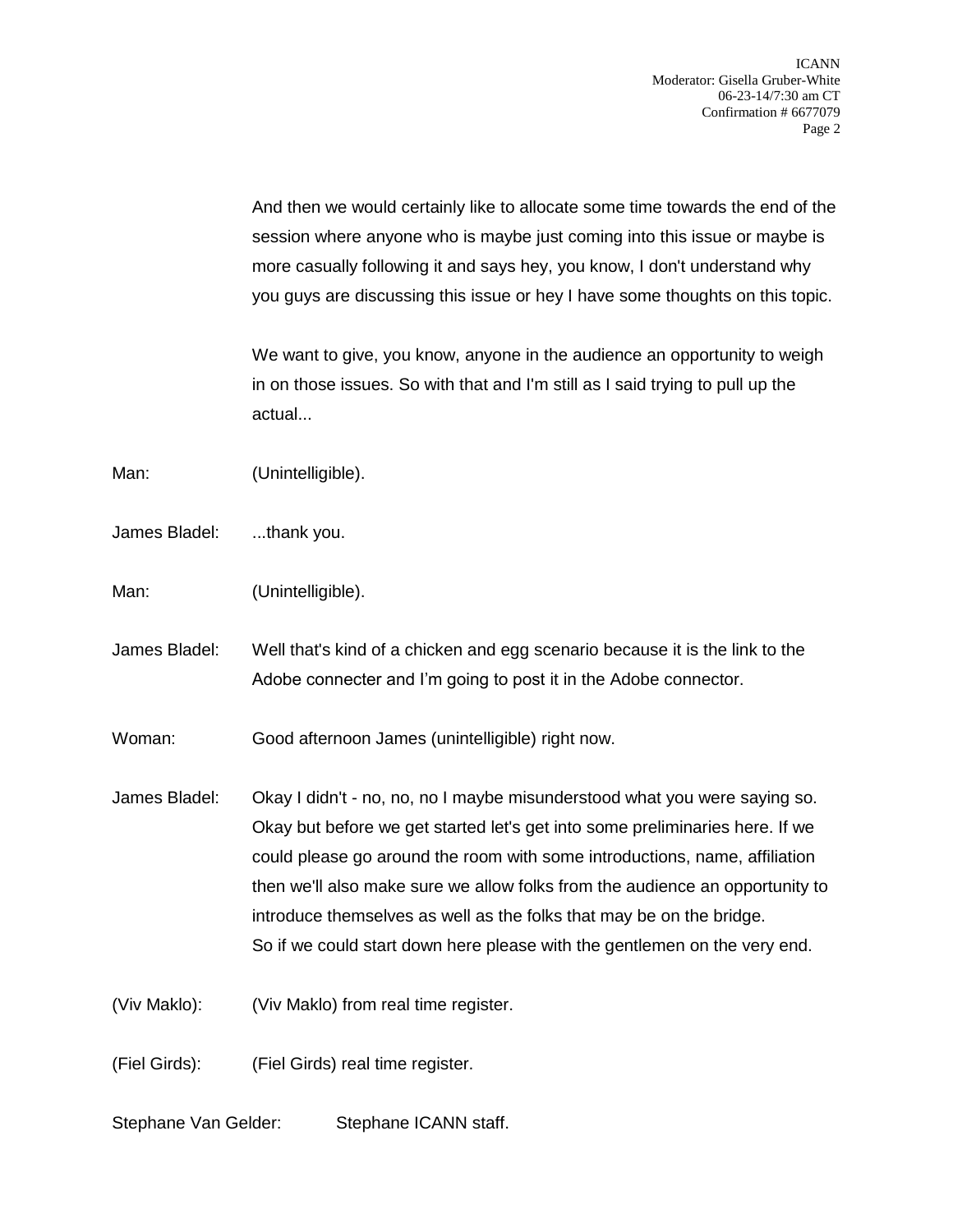And then we would certainly like to allocate some time towards the end of the session where anyone who is maybe just coming into this issue or maybe is more casually following it and says hey, you know, I don't understand why you guys are discussing this issue or hey I have some thoughts on this topic.

We want to give, you know, anyone in the audience an opportunity to weigh in on those issues. So with that and I'm still as I said trying to pull up the actual...

Man: (Unintelligible).

James Bladel: ...thank you.

Man: (Unintelligible).

James Bladel: Well that's kind of a chicken and egg scenario because it is the link to the Adobe connecter and I'm going to post it in the Adobe connector.

Woman: Good afternoon James (unintelligible) right now.

James Bladel: Okay I didn't - no, no, no I maybe misunderstood what you were saying so. Okay but before we get started let's get into some preliminaries here. If we could please go around the room with some introductions, name, affiliation then we'll also make sure we allow folks from the audience an opportunity to introduce themselves as well as the folks that may be on the bridge. So if we could start down here please with the gentlemen on the very end.

(Viv Maklo): (Viv Maklo) from real time register.

(Fiel Girds): (Fiel Girds) real time register.

Stephane Van Gelder: Stephane ICANN staff.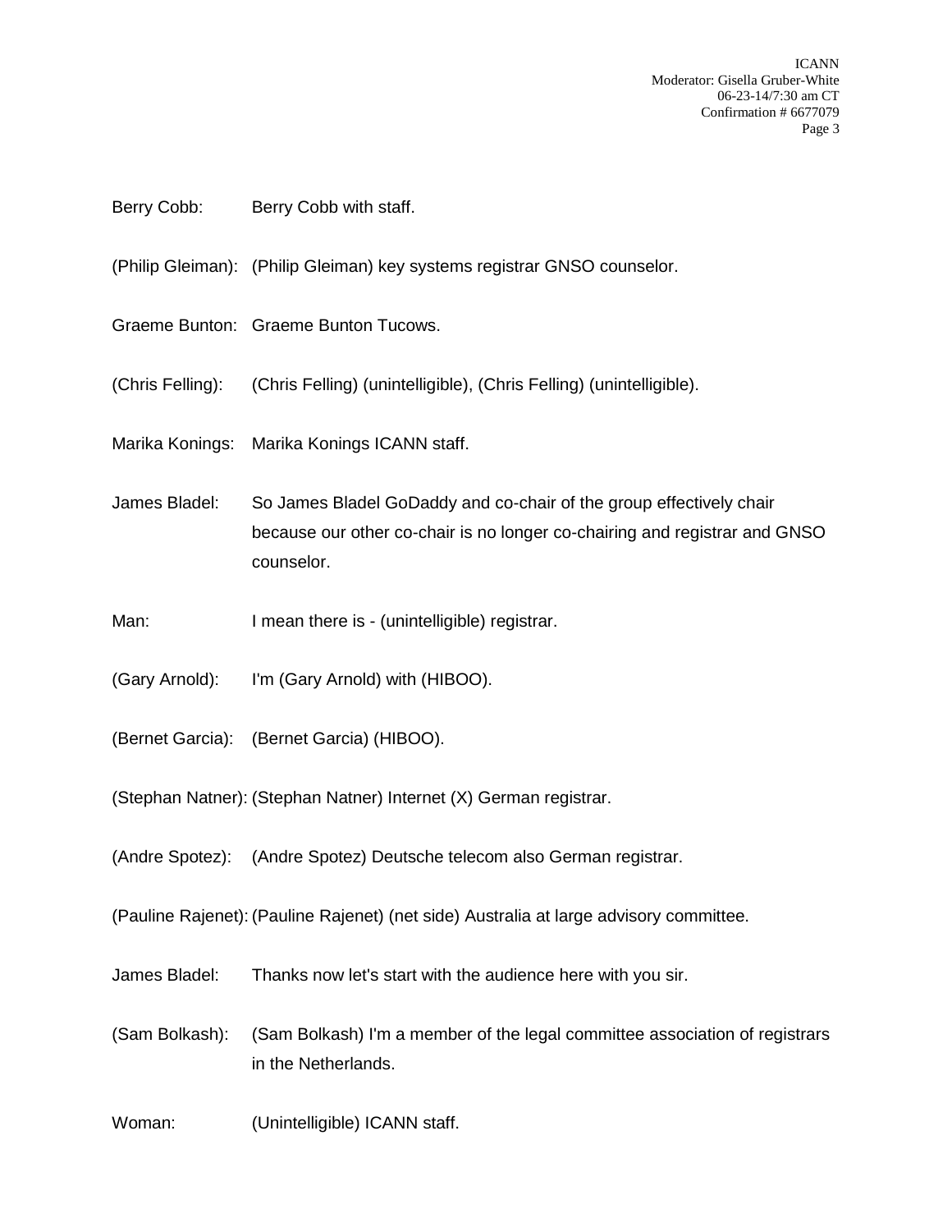Berry Cobb: Berry Cobb with staff.

(Philip Gleiman): (Philip Gleiman) key systems registrar GNSO counselor.

Graeme Bunton: Graeme Bunton Tucows.

(Chris Felling): (Chris Felling) (unintelligible), (Chris Felling) (unintelligible).

Marika Konings: Marika Konings ICANN staff.

James Bladel: So James Bladel GoDaddy and co-chair of the group effectively chair because our other co-chair is no longer co-chairing and registrar and GNSO counselor.

Man: I mean there is - (unintelligible) registrar.

(Gary Arnold): I'm (Gary Arnold) with (HIBOO).

(Bernet Garcia): (Bernet Garcia) (HIBOO).

(Stephan Natner): (Stephan Natner) Internet (X) German registrar.

(Andre Spotez): (Andre Spotez) Deutsche telecom also German registrar.

(Pauline Rajenet): (Pauline Rajenet) (net side) Australia at large advisory committee.

James Bladel: Thanks now let's start with the audience here with you sir.

(Sam Bolkash): (Sam Bolkash) I'm a member of the legal committee association of registrars in the Netherlands.

Woman: (Unintelligible) ICANN staff.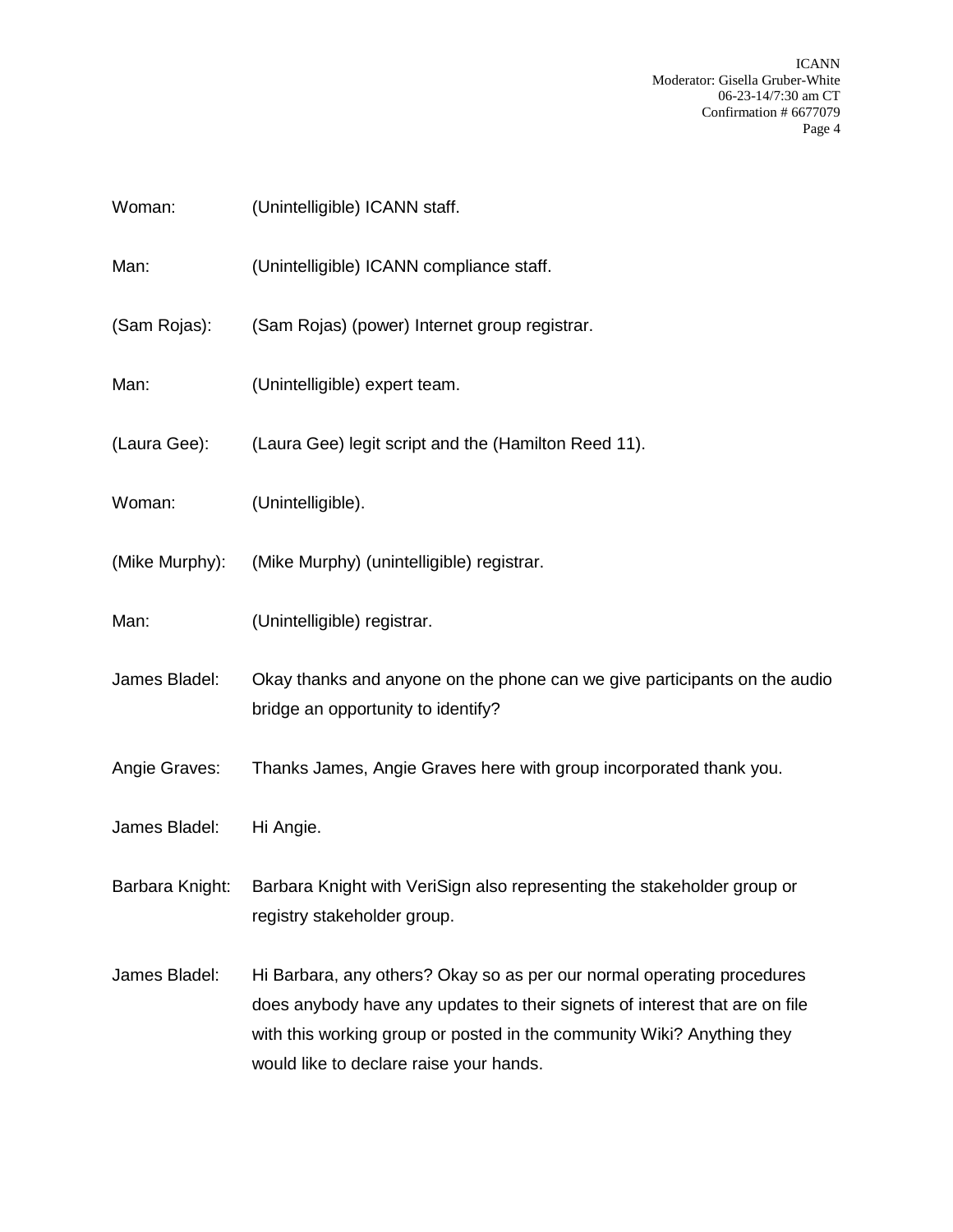Woman: (Unintelligible) ICANN staff.

Man: (Unintelligible) ICANN compliance staff.

(Sam Rojas): (Sam Rojas) (power) Internet group registrar.

Man: (Unintelligible) expert team.

(Laura Gee): (Laura Gee) legit script and the (Hamilton Reed 11).

Woman: (Unintelligible).

(Mike Murphy): (Mike Murphy) (unintelligible) registrar.

Man: (Unintelligible) registrar.

James Bladel: Okay thanks and anyone on the phone can we give participants on the audio bridge an opportunity to identify?

Angie Graves: Thanks James, Angie Graves here with group incorporated thank you.

James Bladel: Hi Angie.

Barbara Knight: Barbara Knight with VeriSign also representing the stakeholder group or registry stakeholder group.

James Bladel: Hi Barbara, any others? Okay so as per our normal operating procedures does anybody have any updates to their signets of interest that are on file with this working group or posted in the community Wiki? Anything they would like to declare raise your hands.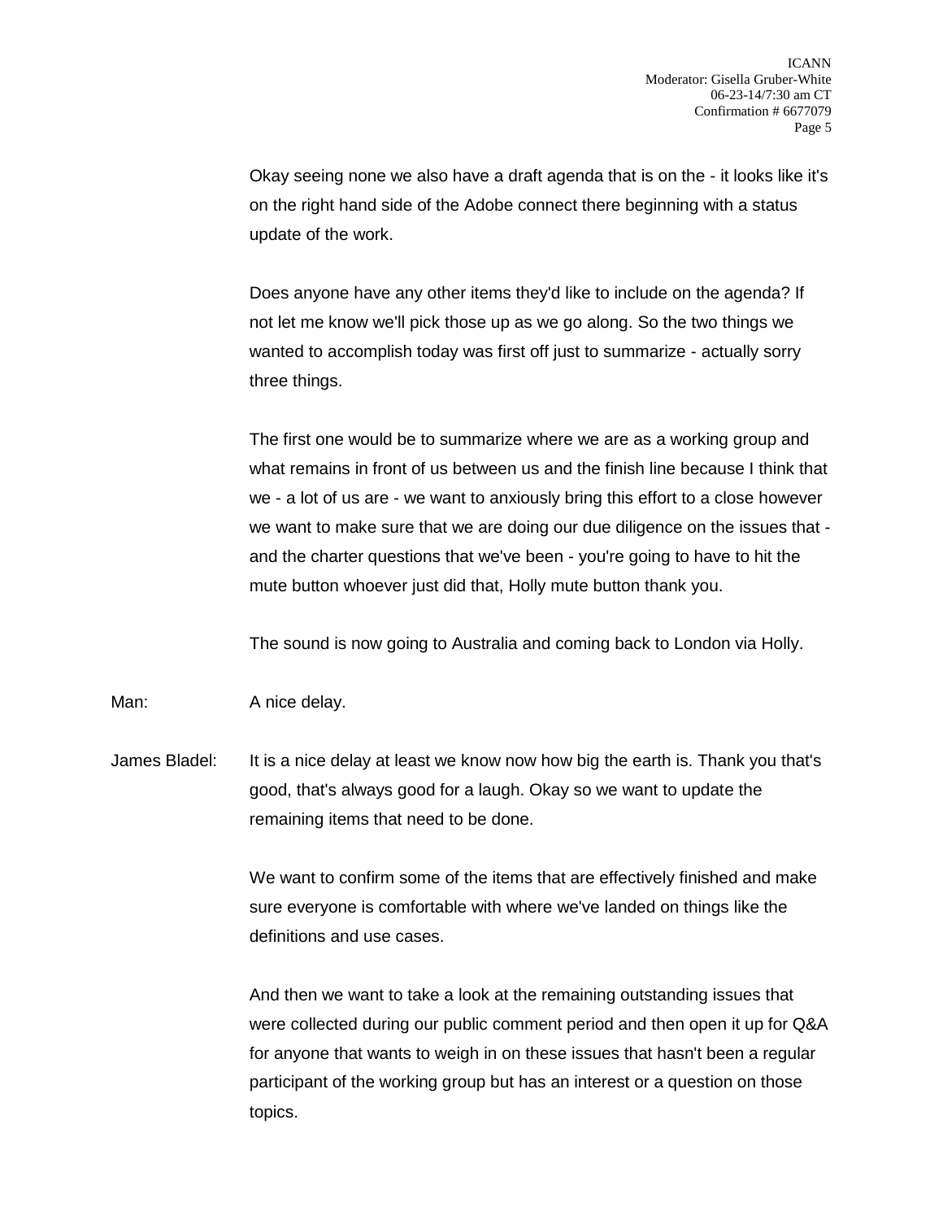Okay seeing none we also have a draft agenda that is on the - it looks like it's on the right hand side of the Adobe connect there beginning with a status update of the work.

Does anyone have any other items they'd like to include on the agenda? If not let me know we'll pick those up as we go along. So the two things we wanted to accomplish today was first off just to summarize - actually sorry three things.

The first one would be to summarize where we are as a working group and what remains in front of us between us and the finish line because I think that we - a lot of us are - we want to anxiously bring this effort to a close however we want to make sure that we are doing our due diligence on the issues that - and the charter questions that we've been - you're going to have to hit the mute button whoever just did that, Holly mute button thank you.

The sound is now going to Australia and coming back to London via Holly.

Man: A nice delay.

James Bladel: It is a nice delay at least we know now how big the earth is. Thank you that's good, that's always good for a laugh. Okay so we want to update the remaining items that need to be done.

We want to confirm some of the items that are effectively finished and make sure everyone is comfortable with where we've landed on things like the definitions and use cases.

And then we want to take a look at the remaining outstanding issues that were collected during our public comment period and then open it up for Q&A for anyone that wants to weigh in on these issues that hasn't been a regular participant of the working group but has an interest or a question on those topics.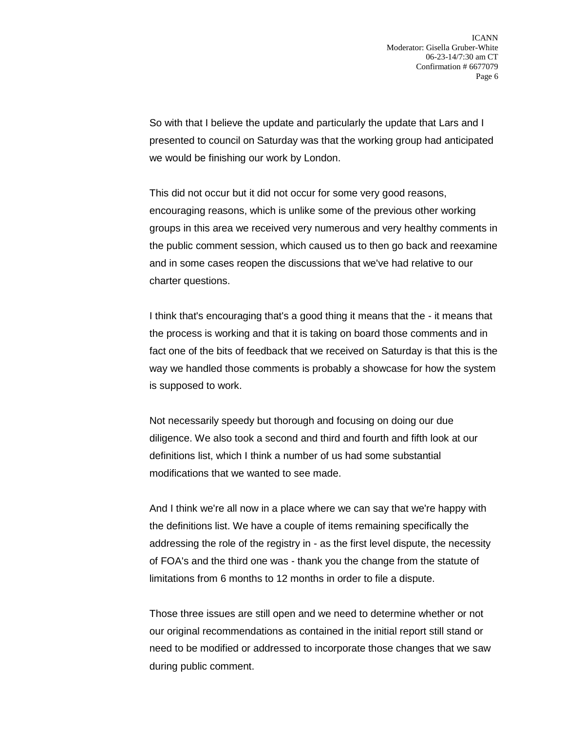So with that I believe the update and particularly the update that Lars and I presented to council on Saturday was that the working group had anticipated we would be finishing our work by London.

This did not occur but it did not occur for some very good reasons, encouraging reasons, which is unlike some of the previous other working groups in this area we received very numerous and very healthy comments in the public comment session, which caused us to then go back and reexamine and in some cases reopen the discussions that we've had relative to our charter questions.

I think that's encouraging that's a good thing it means that the - it means that the process is working and that it is taking on board those comments and in fact one of the bits of feedback that we received on Saturday is that this is the way we handled those comments is probably a showcase for how the system is supposed to work.

Not necessarily speedy but thorough and focusing on doing our due diligence. We also took a second and third and fourth and fifth look at our definitions list, which I think a number of us had some substantial modifications that we wanted to see made.

And I think we're all now in a place where we can say that we're happy with the definitions list. We have a couple of items remaining specifically the addressing the role of the registry in - as the first level dispute, the necessity of FOA's and the third one was - thank you the change from the statute of limitations from 6 months to 12 months in order to file a dispute.

Those three issues are still open and we need to determine whether or not our original recommendations as contained in the initial report still stand or need to be modified or addressed to incorporate those changes that we saw during public comment.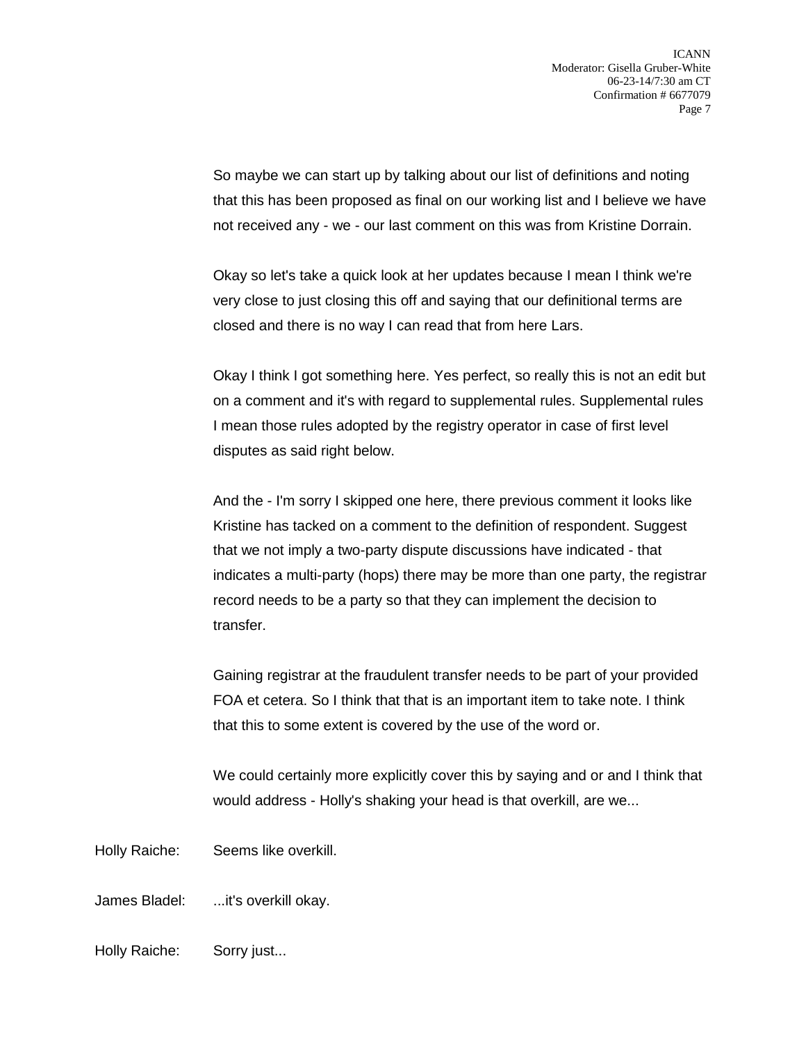So maybe we can start up by talking about our list of definitions and noting that this has been proposed as final on our working list and I believe we have not received any - we - our last comment on this was from Kristine Dorrain.

Okay so let's take a quick look at her updates because I mean I think we're very close to just closing this off and saying that our definitional terms are closed and there is no way I can read that from here Lars.

Okay I think I got something here. Yes perfect, so really this is not an edit but on a comment and it's with regard to supplemental rules. Supplemental rules I mean those rules adopted by the registry operator in case of first level disputes as said right below.

And the - I'm sorry I skipped one here, there previous comment it looks like Kristine has tacked on a comment to the definition of respondent. Suggest that we not imply a two-party dispute discussions have indicated - that indicates a multi-party (hops) there may be more than one party, the registrar record needs to be a party so that they can implement the decision to transfer.

Gaining registrar at the fraudulent transfer needs to be part of your provided FOA et cetera. So I think that that is an important item to take note. I think that this to some extent is covered by the use of the word or.

We could certainly more explicitly cover this by saying and or and I think that would address - Holly's shaking your head is that overkill, are we...

Holly Raiche: Seems like overkill.

James Bladel: ...it's overkill okay.

Holly Raiche: Sorry just...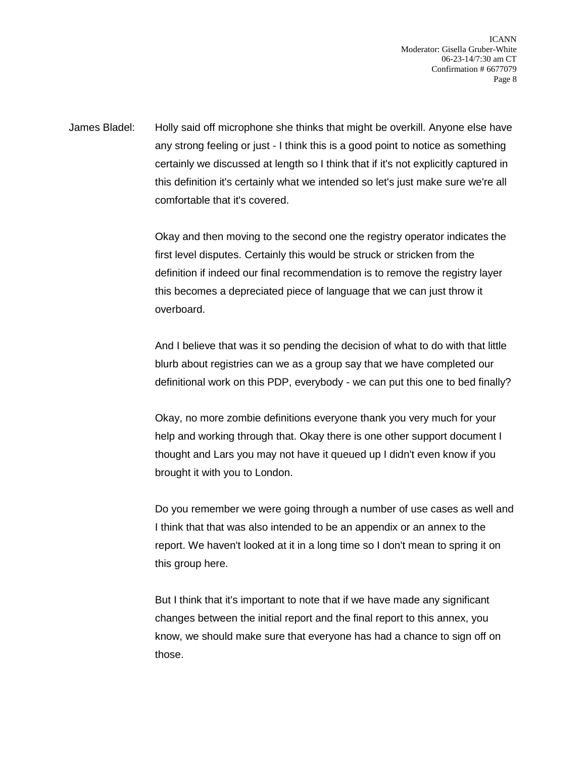James Bladel: Holly said off microphone she thinks that might be overkill. Anyone else have any strong feeling or just - I think this is a good point to notice as something certainly we discussed at length so I think that if it's not explicitly captured in this definition it's certainly what we intended so let's just make sure we're all comfortable that it's covered.

Okay and then moving to the second one the registry operator indicates the first level disputes. Certainly this would be struck or stricken from the definition if indeed our final recommendation is to remove the registry layer this becomes a depreciated piece of language that we can just throw it overboard.

And I believe that was it so pending the decision of what to do with that little blurb about registries can we as a group say that we have completed our definitional work on this PDP, everybody - we can put this one to bed finally?

Okay, no more zombie definitions everyone thank you very much for your help and working through that. Okay there is one other support document I thought and Lars you may not have it queued up I didn't even know if you brought it with you to London.

Do you remember we were going through a number of use cases as well and I think that that was also intended to be an appendix or an annex to the report. We haven't looked at it in a long time so I don't mean to spring it on this group here.

But I think that it's important to note that if we have made any significant changes between the initial report and the final report to this annex, you know, we should make sure that everyone has had a chance to sign off on those.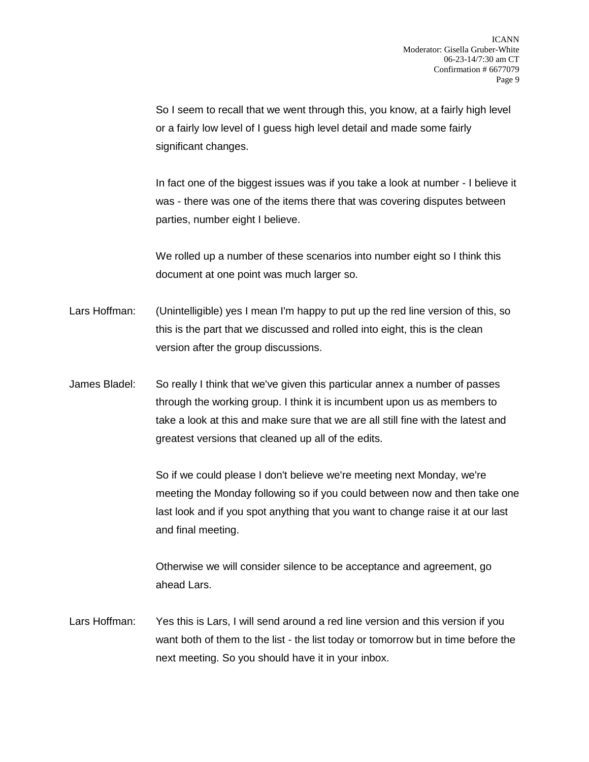So I seem to recall that we went through this, you know, at a fairly high level or a fairly low level of I guess high level detail and made some fairly significant changes.

In fact one of the biggest issues was if you take a look at number - I believe it was - there was one of the items there that was covering disputes between parties, number eight I believe.

We rolled up a number of these scenarios into number eight so I think this document at one point was much larger so.

Lars Hoffman: (Unintelligible) yes I mean I'm happy to put up the red line version of this, so this is the part that we discussed and rolled into eight, this is the clean version after the group discussions.

James Bladel: So really I think that we've given this particular annex a number of passes through the working group. I think it is incumbent upon us as members to take a look at this and make sure that we are all still fine with the latest and greatest versions that cleaned up all of the edits.

So if we could please I don't believe we're meeting next Monday, we're meeting the Monday following so if you could between now and then take one last look and if you spot anything that you want to change raise it at our last and final meeting.

Otherwise we will consider silence to be acceptance and agreement, go ahead Lars.

Lars Hoffman: Yes this is Lars, I will send around a red line version and this version if you want both of them to the list - the list today or tomorrow but in time before the next meeting. So you should have it in your inbox.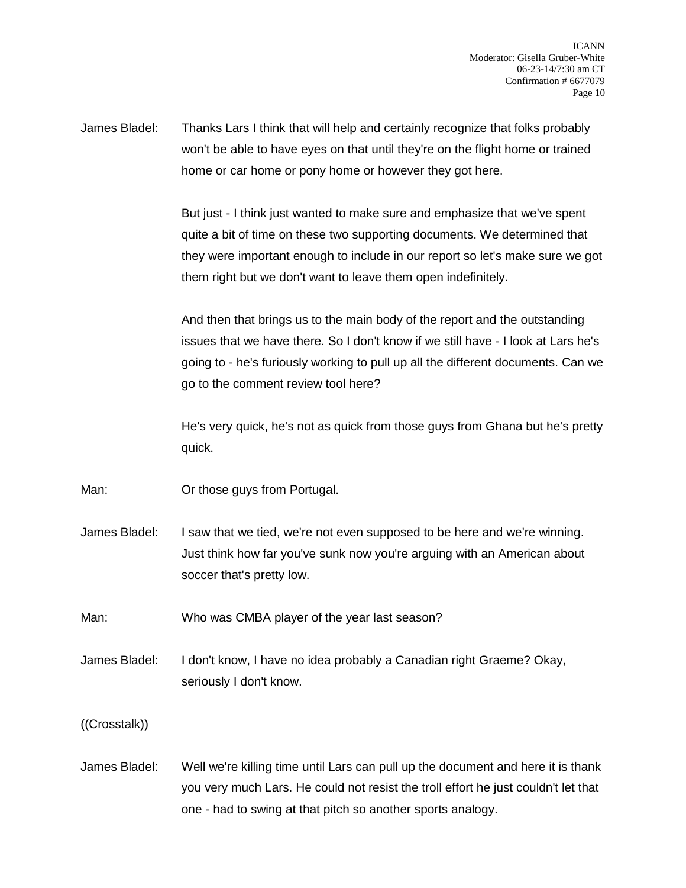James Bladel: Thanks Lars I think that will help and certainly recognize that folks probably won't be able to have eyes on that until they're on the flight home or trained home or car home or pony home or however they got here.

But just - I think just wanted to make sure and emphasize that we've spent quite a bit of time on these two supporting documents. We determined that they were important enough to include in our report so let's make sure we got them right but we don't want to leave them open indefinitely.

And then that brings us to the main body of the report and the outstanding issues that we have there. So I don't know if we still have - I look at Lars he's going to - he's furiously working to pull up all the different documents. Can we go to the comment review tool here?

He's very quick, he's not as quick from those guys from Ghana but he's pretty quick.

Man: Or those guys from Portugal.

James Bladel: I saw that we tied, we're not even supposed to be here and we're winning. Just think how far you've sunk now you're arguing with an American about soccer that's pretty low.

Man: Who was CMBA player of the year last season?

James Bladel: I don't know, I have no idea probably a Canadian right Graeme? Okay, seriously I don't know.

((Crosstalk))

James Bladel: Well we're killing time until Lars can pull up the document and here it is thank you very much Lars. He could not resist the troll effort he just couldn't let that one - had to swing at that pitch so another sports analogy.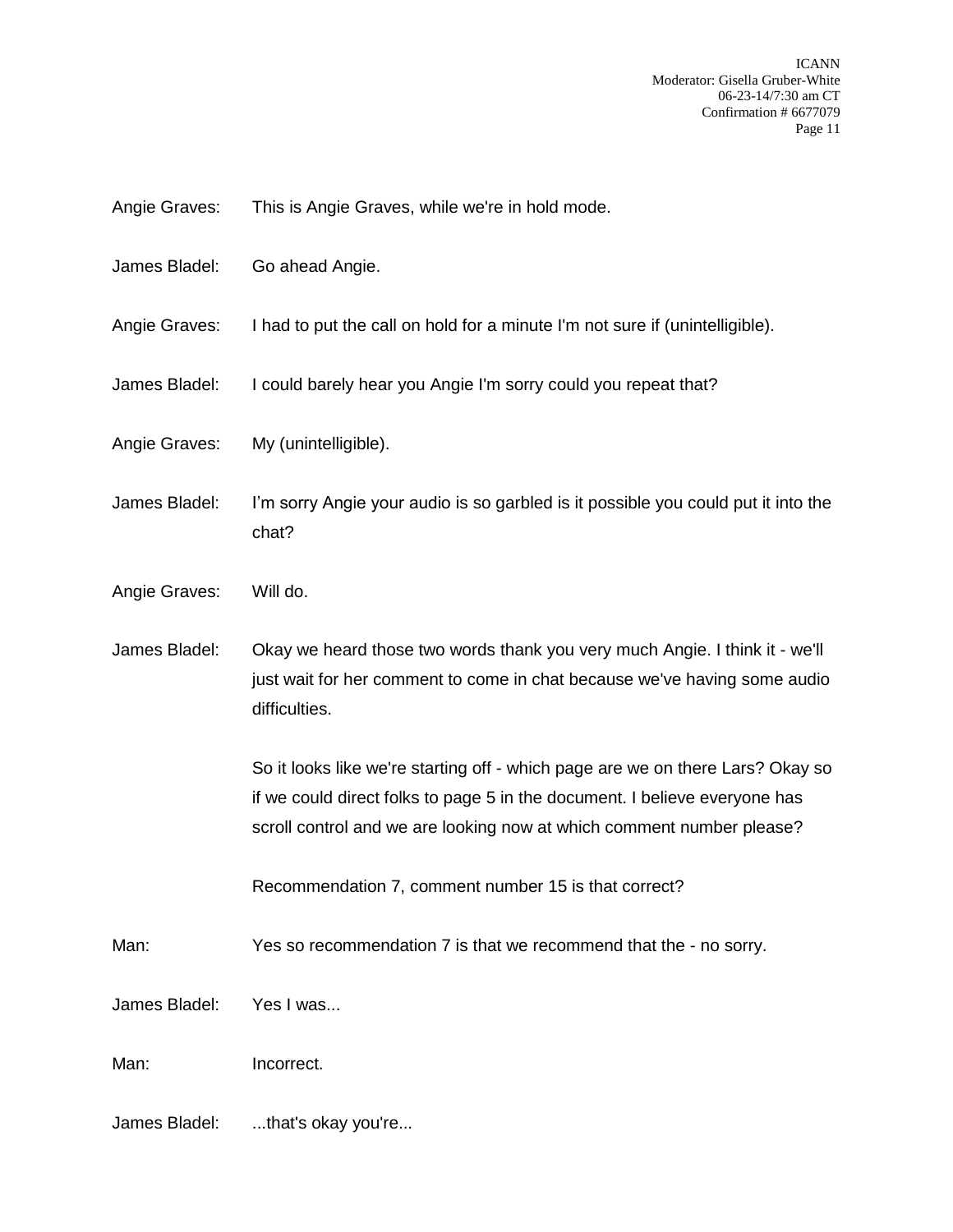Angie Graves: This is Angie Graves, while we're in hold mode.

James Bladel: Go ahead Angie.

Angie Graves: I had to put the call on hold for a minute I'm not sure if (unintelligible).

James Bladel: I could barely hear you Angie I'm sorry could you repeat that?

Angie Graves: My (unintelligible).

James Bladel: I'm sorry Angie your audio is so garbled is it possible you could put it into the chat?

Angie Graves: Will do.

James Bladel: Okay we heard those two words thank you very much Angie. I think it - we'll just wait for her comment to come in chat because we've having some audio difficulties.

So it looks like we're starting off - which page are we on there Lars? Okay so if we could direct folks to page 5 in the document. I believe everyone has scroll control and we are looking now at which comment number please?

Recommendation 7, comment number 15 is that correct?

Man: Yes so recommendation 7 is that we recommend that the - no sorry.

James Bladel: Yes I was...

Man: Incorrect.

James Bladel: ...that's okay you're...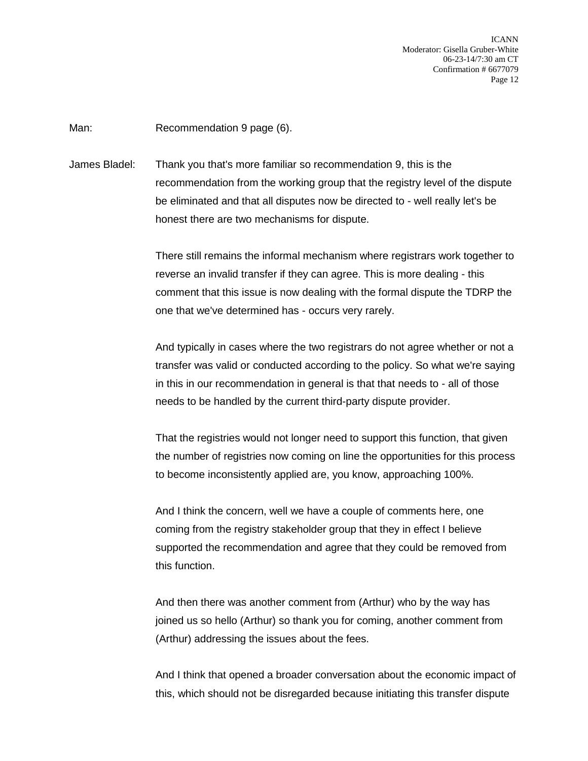Man: Recommendation 9 page (6).

James Bladel: Thank you that's more familiar so recommendation 9, this is the recommendation from the working group that the registry level of the dispute be eliminated and that all disputes now be directed to - well really let's be honest there are two mechanisms for dispute.

There still remains the informal mechanism where registrars work together to reverse an invalid transfer if they can agree. This is more dealing - this comment that this issue is now dealing with the formal dispute the TDRP the one that we've determined has - occurs very rarely.

And typically in cases where the two registrars do not agree whether or not a transfer was valid or conducted according to the policy. So what we're saying in this in our recommendation in general is that that needs to - all of those needs to be handled by the current third-party dispute provider.

That the registries would not longer need to support this function, that given the number of registries now coming on line the opportunities for this process to become inconsistently applied are, you know, approaching 100%.

And I think the concern, well we have a couple of comments here, one coming from the registry stakeholder group that they in effect I believe supported the recommendation and agree that they could be removed from this function.

And then there was another comment from (Arthur) who by the way has joined us so hello (Arthur) so thank you for coming, another comment from (Arthur) addressing the issues about the fees.

And I think that opened a broader conversation about the economic impact of this, which should not be disregarded because initiating this transfer dispute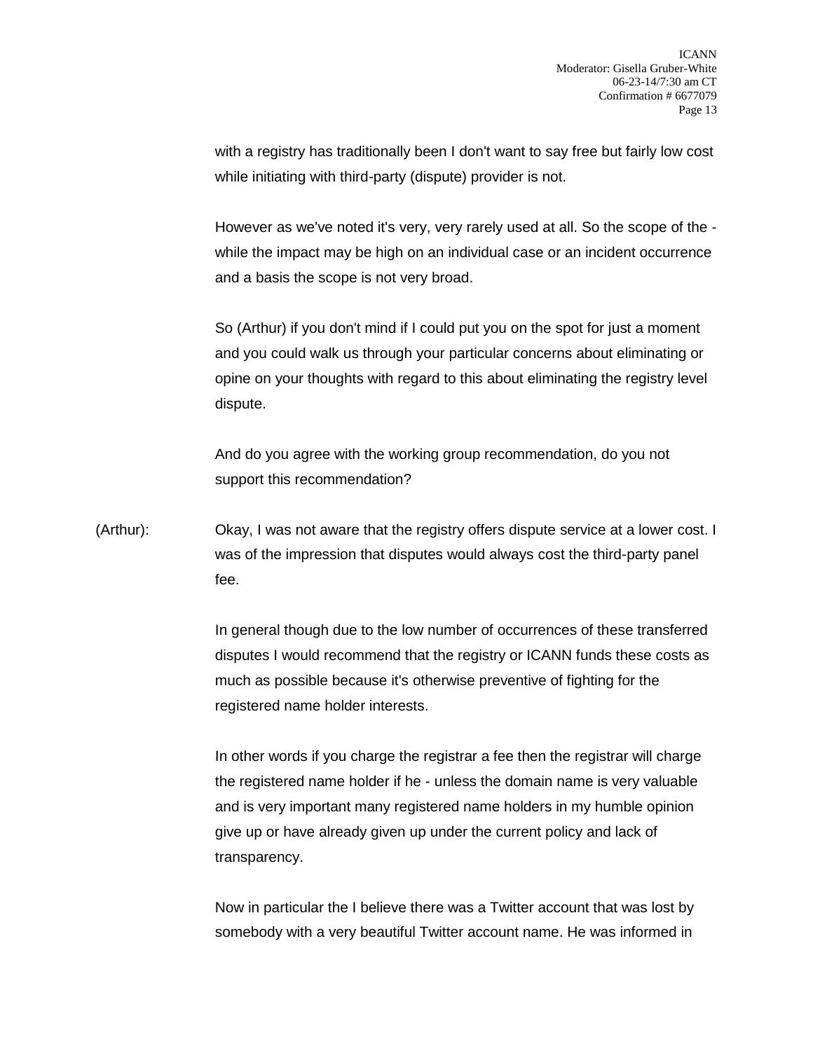with a registry has traditionally been I don't want to say free but fairly low cost while initiating with third-party (dispute) provider is not.

However as we've noted it's very, very rarely used at all. So the scope of the - while the impact may be high on an individual case or an incident occurrence and a basis the scope is not very broad.

So (Arthur) if you don't mind if I could put you on the spot for just a moment and you could walk us through your particular concerns about eliminating or opine on your thoughts with regard to this about eliminating the registry level dispute.

And do you agree with the working group recommendation, do you not support this recommendation?

(Arthur): Okay, I was not aware that the registry offers dispute service at a lower cost. I was of the impression that disputes would always cost the third-party panel fee.

In general though due to the low number of occurrences of these transferred disputes I would recommend that the registry or ICANN funds these costs as much as possible because it's otherwise preventive of fighting for the registered name holder interests.

In other words if you charge the registrar a fee then the registrar will charge the registered name holder if he - unless the domain name is very valuable and is very important many registered name holders in my humble opinion give up or have already given up under the current policy and lack of transparency.

Now in particular the I believe there was a Twitter account that was lost by somebody with a very beautiful Twitter account name. He was informed in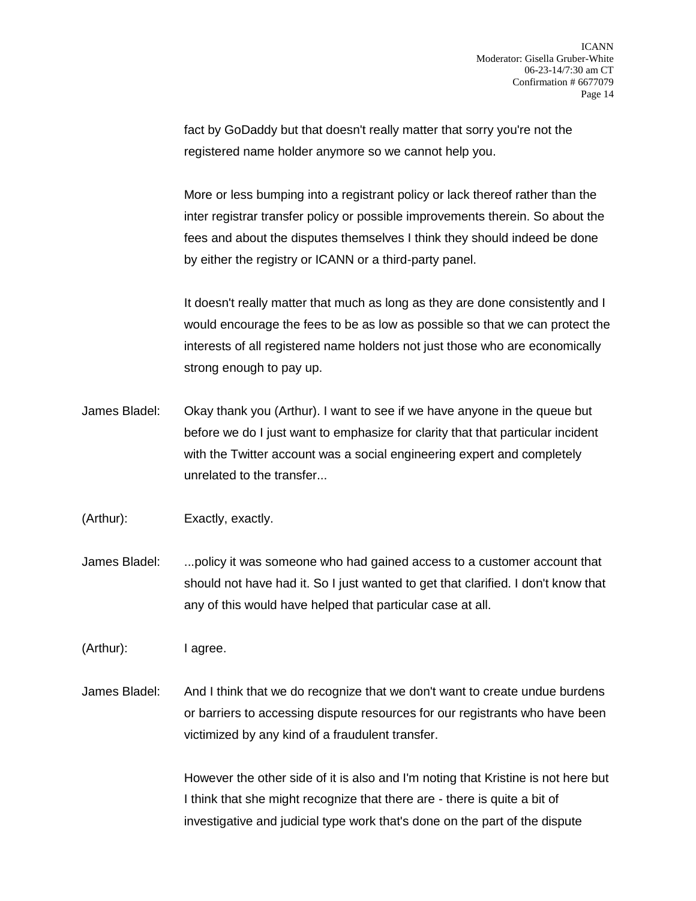fact by GoDaddy but that doesn't really matter that sorry you're not the registered name holder anymore so we cannot help you.

More or less bumping into a registrant policy or lack thereof rather than the inter registrar transfer policy or possible improvements therein. So about the fees and about the disputes themselves I think they should indeed be done by either the registry or ICANN or a third-party panel.

It doesn't really matter that much as long as they are done consistently and I would encourage the fees to be as low as possible so that we can protect the interests of all registered name holders not just those who are economically strong enough to pay up.

James Bladel: Okay thank you (Arthur). I want to see if we have anyone in the queue but before we do I just want to emphasize for clarity that that particular incident with the Twitter account was a social engineering expert and completely unrelated to the transfer...

(Arthur): Exactly, exactly.

James Bladel: ...policy it was someone who had gained access to a customer account that should not have had it. So I just wanted to get that clarified. I don't know that any of this would have helped that particular case at all.

(Arthur): I agree.

James Bladel: And I think that we do recognize that we don't want to create undue burdens or barriers to accessing dispute resources for our registrants who have been victimized by any kind of a fraudulent transfer.

However the other side of it is also and I'm noting that Kristine is not here but I think that she might recognize that there are - there is quite a bit of investigative and judicial type work that's done on the part of the dispute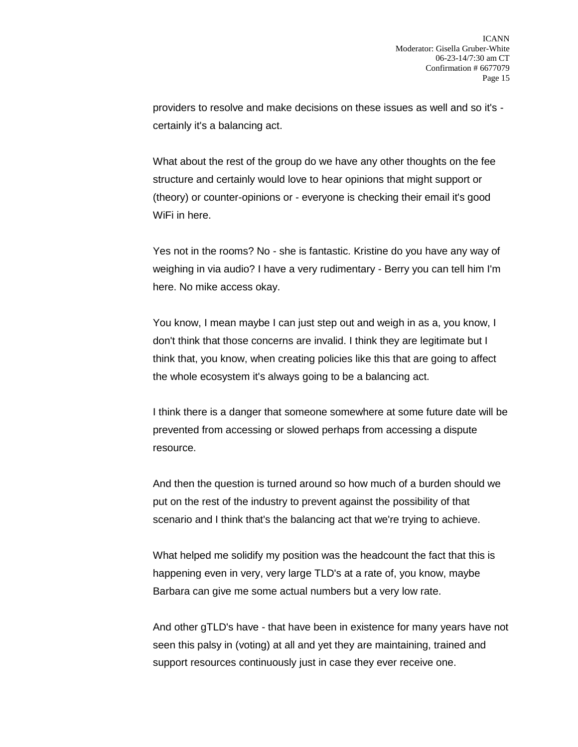providers to resolve and make decisions on these issues as well and so it's - certainly it's a balancing act.

What about the rest of the group do we have any other thoughts on the fee structure and certainly would love to hear opinions that might support or (theory) or counter-opinions or - everyone is checking their email it's good WiFi in here.

Yes not in the rooms? No - she is fantastic. Kristine do you have any way of weighing in via audio? I have a very rudimentary - Berry you can tell him I'm here. No mike access okay.

You know, I mean maybe I can just step out and weigh in as a, you know, I don't think that those concerns are invalid. I think they are legitimate but I think that, you know, when creating policies like this that are going to affect the whole ecosystem it's always going to be a balancing act.

I think there is a danger that someone somewhere at some future date will be prevented from accessing or slowed perhaps from accessing a dispute resource.

And then the question is turned around so how much of a burden should we put on the rest of the industry to prevent against the possibility of that scenario and I think that's the balancing act that we're trying to achieve.

What helped me solidify my position was the headcount the fact that this is happening even in very, very large TLD's at a rate of, you know, maybe Barbara can give me some actual numbers but a very low rate.

And other gTLD's have - that have been in existence for many years have not seen this palsy in (voting) at all and yet they are maintaining, trained and support resources continuously just in case they ever receive one.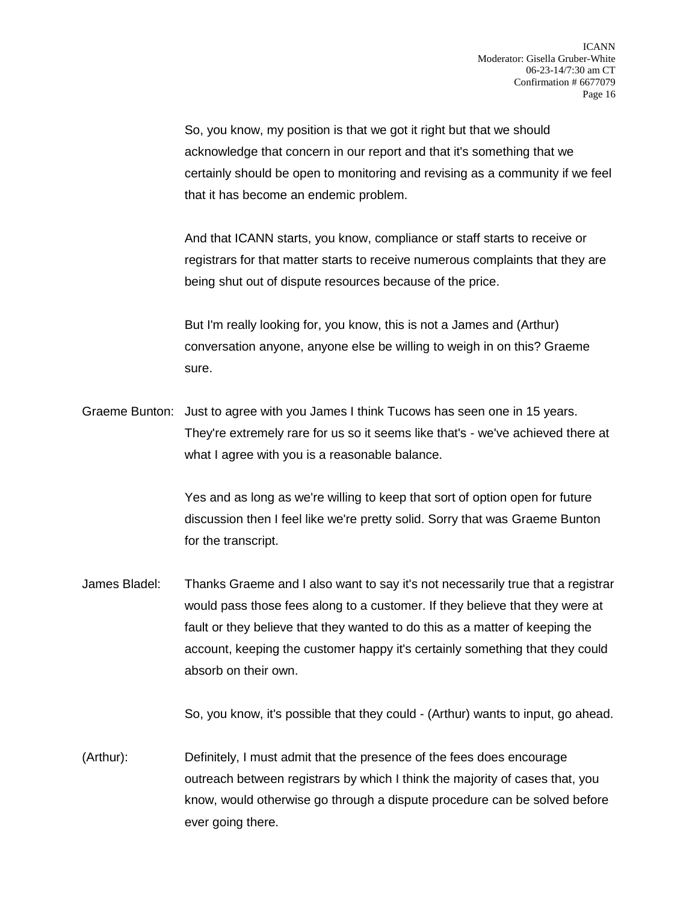So, you know, my position is that we got it right but that we should acknowledge that concern in our report and that it's something that we certainly should be open to monitoring and revising as a community if we feel that it has become an endemic problem.

And that ICANN starts, you know, compliance or staff starts to receive or registrars for that matter starts to receive numerous complaints that they are being shut out of dispute resources because of the price.

But I'm really looking for, you know, this is not a James and (Arthur) conversation anyone, anyone else be willing to weigh in on this? Graeme sure.

Graeme Bunton: Just to agree with you James I think Tucows has seen one in 15 years. They're extremely rare for us so it seems like that's - we've achieved there at what I agree with you is a reasonable balance.

Yes and as long as we're willing to keep that sort of option open for future discussion then I feel like we're pretty solid. Sorry that was Graeme Bunton for the transcript.

James Bladel: Thanks Graeme and I also want to say it's not necessarily true that a registrar would pass those fees along to a customer. If they believe that they were at fault or they believe that they wanted to do this as a matter of keeping the account, keeping the customer happy it's certainly something that they could absorb on their own.

So, you know, it's possible that they could - (Arthur) wants to input, go ahead.

(Arthur): Definitely, I must admit that the presence of the fees does encourage outreach between registrars by which I think the majority of cases that, you know, would otherwise go through a dispute procedure can be solved before ever going there.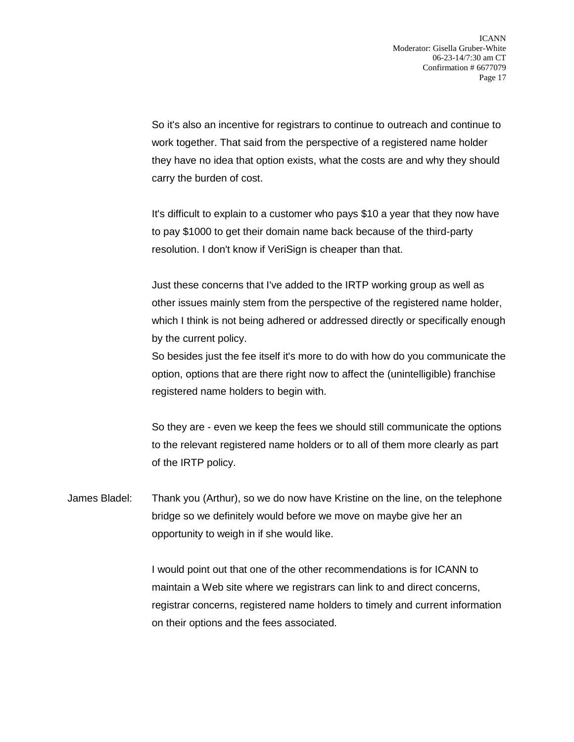So it's also an incentive for registrars to continue to outreach and continue to work together. That said from the perspective of a registered name holder they have no idea that option exists, what the costs are and why they should carry the burden of cost.

It's difficult to explain to a customer who pays $10 a year that they now have to pay $1000 to get their domain name back because of the third-party resolution. I don't know if VeriSign is cheaper than that.

Just these concerns that I've added to the IRTP working group as well as other issues mainly stem from the perspective of the registered name holder, which I think is not being adhered or addressed directly or specifically enough by the current policy.

So besides just the fee itself it's more to do with how do you communicate the option, options that are there right now to affect the (unintelligible) franchise registered name holders to begin with.

So they are - even we keep the fees we should still communicate the options to the relevant registered name holders or to all of them more clearly as part of the IRTP policy.

James Bladel: Thank you (Arthur), so we do now have Kristine on the line, on the telephone bridge so we definitely would before we move on maybe give her an opportunity to weigh in if she would like.

I would point out that one of the other recommendations is for ICANN to maintain a Web site where we registrars can link to and direct concerns, registrar concerns, registered name holders to timely and current information on their options and the fees associated.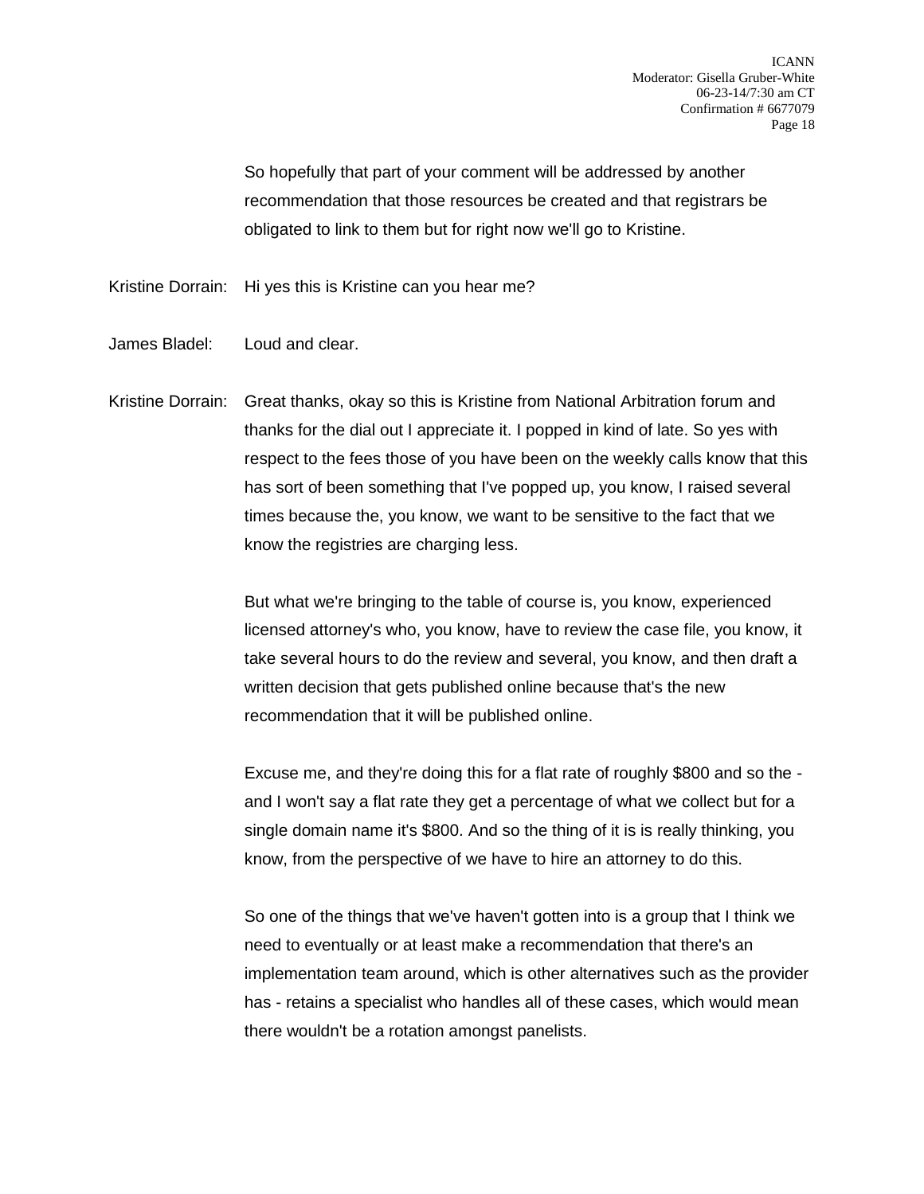So hopefully that part of your comment will be addressed by another recommendation that those resources be created and that registrars be obligated to link to them but for right now we'll go to Kristine.

Kristine Dorrain: Hi yes this is Kristine can you hear me?

James Bladel: Loud and clear.

Kristine Dorrain: Great thanks, okay so this is Kristine from National Arbitration forum and thanks for the dial out I appreciate it. I popped in kind of late. So yes with respect to the fees those of you have been on the weekly calls know that this has sort of been something that I've popped up, you know, I raised several times because the, you know, we want to be sensitive to the fact that we know the registries are charging less.

But what we're bringing to the table of course is, you know, experienced licensed attorney's who, you know, have to review the case file, you know, it take several hours to do the review and several, you know, and then draft a written decision that gets published online because that's the new recommendation that it will be published online.

Excuse me, and they're doing this for a flat rate of roughly $800 and so the - and I won't say a flat rate they get a percentage of what we collect but for a single domain name it's $800. And so the thing of it is is really thinking, you know, from the perspective of we have to hire an attorney to do this.

So one of the things that we've haven't gotten into is a group that I think we need to eventually or at least make a recommendation that there's an implementation team around, which is other alternatives such as the provider has - retains a specialist who handles all of these cases, which would mean there wouldn't be a rotation amongst panelists.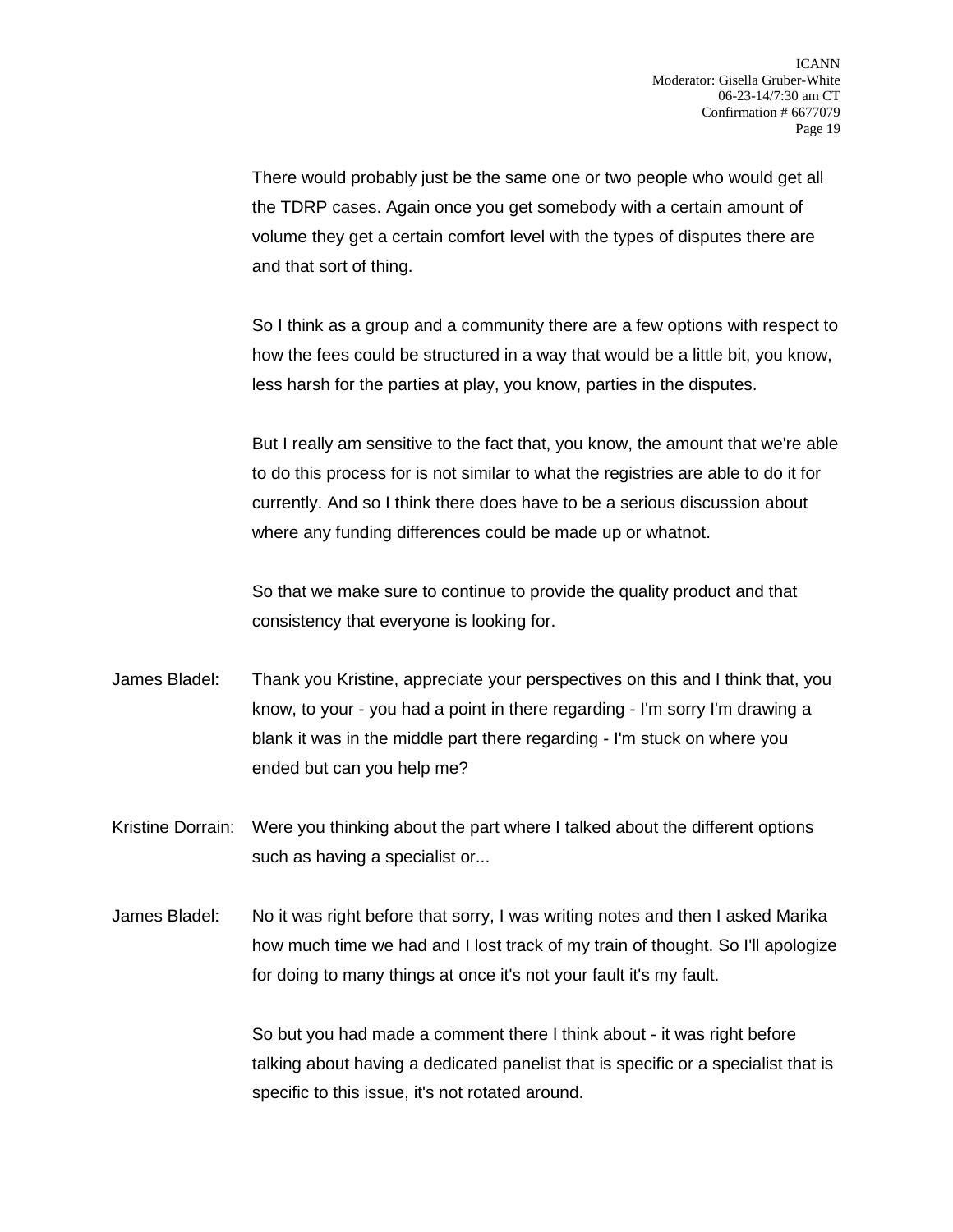There would probably just be the same one or two people who would get all the TDRP cases. Again once you get somebody with a certain amount of volume they get a certain comfort level with the types of disputes there are and that sort of thing.

So I think as a group and a community there are a few options with respect to how the fees could be structured in a way that would be a little bit, you know, less harsh for the parties at play, you know, parties in the disputes.

But I really am sensitive to the fact that, you know, the amount that we're able to do this process for is not similar to what the registries are able to do it for currently. And so I think there does have to be a serious discussion about where any funding differences could be made up or whatnot.

So that we make sure to continue to provide the quality product and that consistency that everyone is looking for.

James Bladel: Thank you Kristine, appreciate your perspectives on this and I think that, you know, to your - you had a point in there regarding - I'm sorry I'm drawing a blank it was in the middle part there regarding - I'm stuck on where you ended but can you help me?

Kristine Dorrain: Were you thinking about the part where I talked about the different options such as having a specialist or...

James Bladel: No it was right before that sorry, I was writing notes and then I asked Marika how much time we had and I lost track of my train of thought. So I'll apologize for doing to many things at once it's not your fault it's my fault.

So but you had made a comment there I think about - it was right before talking about having a dedicated panelist that is specific or a specialist that is specific to this issue, it's not rotated around.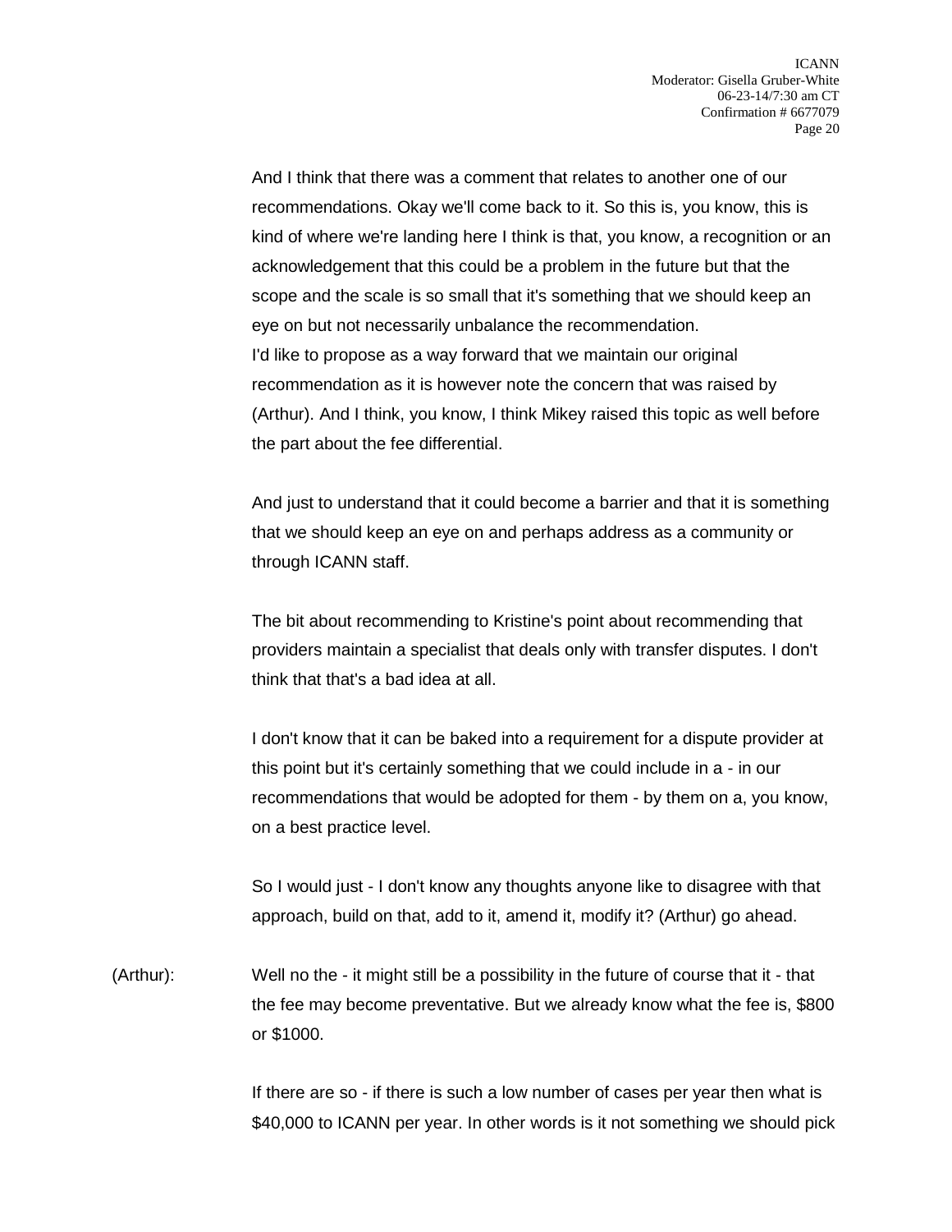And I think that there was a comment that relates to another one of our recommendations. Okay we'll come back to it. So this is, you know, this is kind of where we're landing here I think is that, you know, a recognition or an acknowledgement that this could be a problem in the future but that the scope and the scale is so small that it's something that we should keep an eye on but not necessarily unbalance the recommendation.

I'd like to propose as a way forward that we maintain our original recommendation as it is however note the concern that was raised by (Arthur). And I think, you know, I think Mikey raised this topic as well before the part about the fee differential.

And just to understand that it could become a barrier and that it is something that we should keep an eye on and perhaps address as a community or through ICANN staff.

The bit about recommending to Kristine's point about recommending that providers maintain a specialist that deals only with transfer disputes. I don't think that that's a bad idea at all.

I don't know that it can be baked into a requirement for a dispute provider at this point but it's certainly something that we could include in a - in our recommendations that would be adopted for them - by them on a, you know, on a best practice level.

So I would just - I don't know any thoughts anyone like to disagree with that approach, build on that, add to it, amend it, modify it? (Arthur) go ahead.

(Arthur): Well no the - it might still be a possibility in the future of course that it - that the fee may become preventative. But we already know what the fee is, $800 or $1000.

If there are so - if there is such a low number of cases per year then what is $40,000 to ICANN per year. In other words is it not something we should pick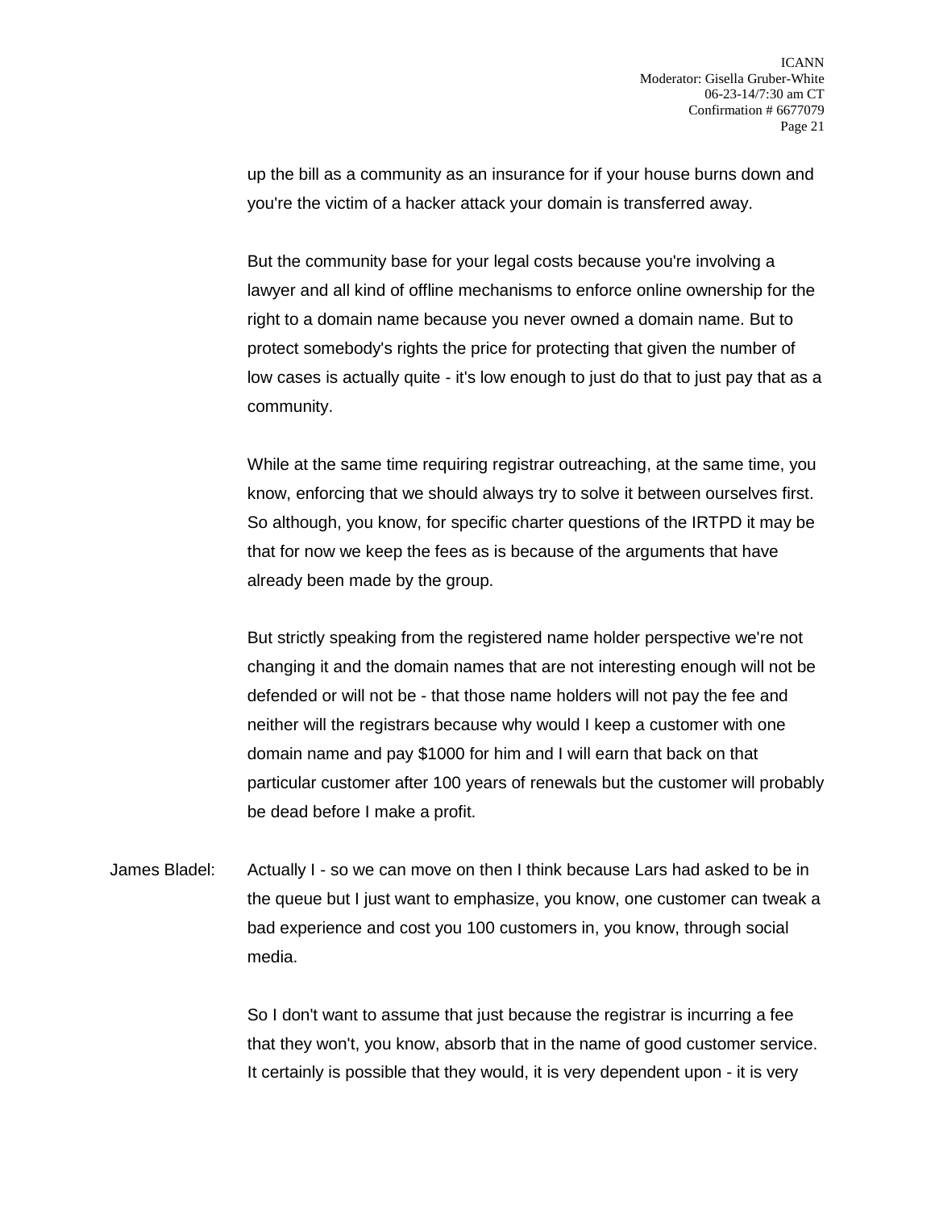up the bill as a community as an insurance for if your house burns down and you're the victim of a hacker attack your domain is transferred away.

But the community base for your legal costs because you're involving a lawyer and all kind of offline mechanisms to enforce online ownership for the right to a domain name because you never owned a domain name. But to protect somebody's rights the price for protecting that given the number of low cases is actually quite - it's low enough to just do that to just pay that as a community.

While at the same time requiring registrar outreaching, at the same time, you know, enforcing that we should always try to solve it between ourselves first. So although, you know, for specific charter questions of the IRTPD it may be that for now we keep the fees as is because of the arguments that have already been made by the group.

But strictly speaking from the registered name holder perspective we're not changing it and the domain names that are not interesting enough will not be defended or will not be - that those name holders will not pay the fee and neither will the registrars because why would I keep a customer with one domain name and pay $1000 for him and I will earn that back on that particular customer after 100 years of renewals but the customer will probably be dead before I make a profit.

James Bladel: Actually I - so we can move on then I think because Lars had asked to be in the queue but I just want to emphasize, you know, one customer can tweak a bad experience and cost you 100 customers in, you know, through social media.

So I don't want to assume that just because the registrar is incurring a fee that they won't, you know, absorb that in the name of good customer service. It certainly is possible that they would, it is very dependent upon - it is very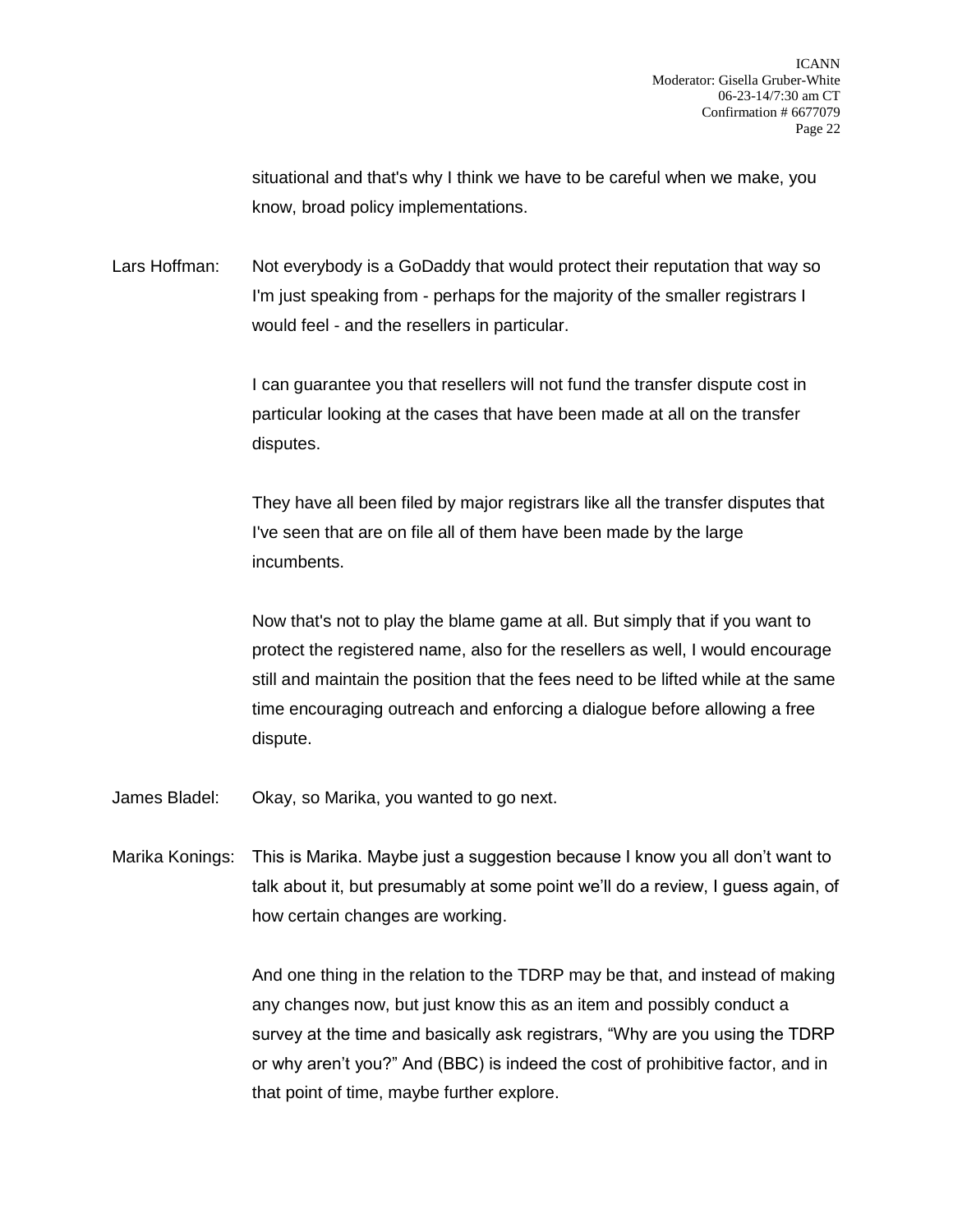situational and that's why I think we have to be careful when we make, you know, broad policy implementations.

Lars Hoffman: Not everybody is a GoDaddy that would protect their reputation that way so I'm just speaking from - perhaps for the majority of the smaller registrars I would feel - and the resellers in particular.

I can guarantee you that resellers will not fund the transfer dispute cost in particular looking at the cases that have been made at all on the transfer disputes.

They have all been filed by major registrars like all the transfer disputes that I've seen that are on file all of them have been made by the large incumbents.

Now that's not to play the blame game at all. But simply that if you want to protect the registered name, also for the resellers as well, I would encourage still and maintain the position that the fees need to be lifted while at the same time encouraging outreach and enforcing a dialogue before allowing a free dispute.

James Bladel: Okay, so Marika, you wanted to go next.

Marika Konings: This is Marika. Maybe just a suggestion because I know you all don't want to talk about it, but presumably at some point we'll do a review, I guess again, of how certain changes are working.

And one thing in the relation to the TDRP may be that, and instead of making any changes now, but just know this as an item and possibly conduct a survey at the time and basically ask registrars, "Why are you using the TDRP or why aren't you?" And (BBC) is indeed the cost of prohibitive factor, and in that point of time, maybe further explore.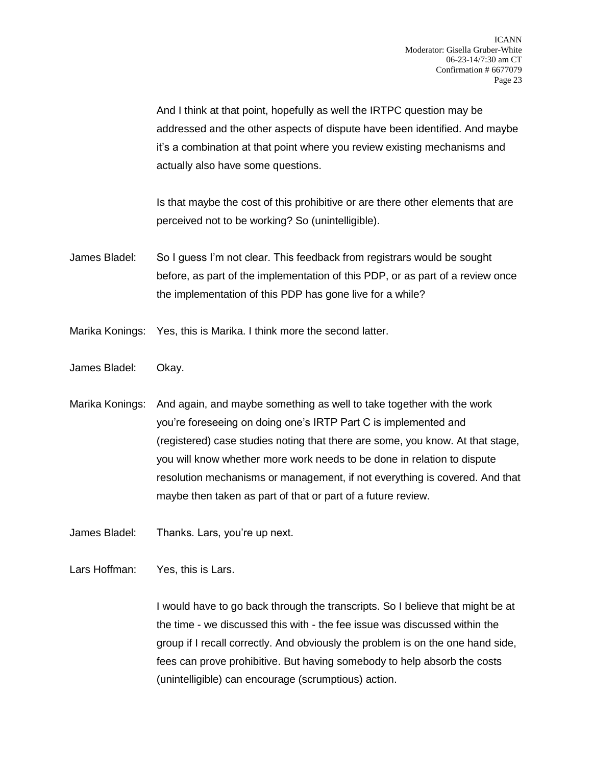And I think at that point, hopefully as well the IRTPC question may be addressed and the other aspects of dispute have been identified. And maybe it's a combination at that point where you review existing mechanisms and actually also have some questions.

Is that maybe the cost of this prohibitive or are there other elements that are perceived not to be working? So (unintelligible).

James Bladel: So I guess I'm not clear. This feedback from registrars would be sought before, as part of the implementation of this PDP, or as part of a review once the implementation of this PDP has gone live for a while?

Marika Konings: Yes, this is Marika. I think more the second latter.

James Bladel: Okay.

Marika Konings: And again, and maybe something as well to take together with the work you're foreseeing on doing one's IRTP Part C is implemented and (registered) case studies noting that there are some, you know. At that stage, you will know whether more work needs to be done in relation to dispute resolution mechanisms or management, if not everything is covered. And that maybe then taken as part of that or part of a future review.

James Bladel: Thanks. Lars, you're up next.

Lars Hoffman: Yes, this is Lars.

I would have to go back through the transcripts. So I believe that might be at the time - we discussed this with - the fee issue was discussed within the group if I recall correctly. And obviously the problem is on the one hand side, fees can prove prohibitive. But having somebody to help absorb the costs (unintelligible) can encourage (scrumptious) action.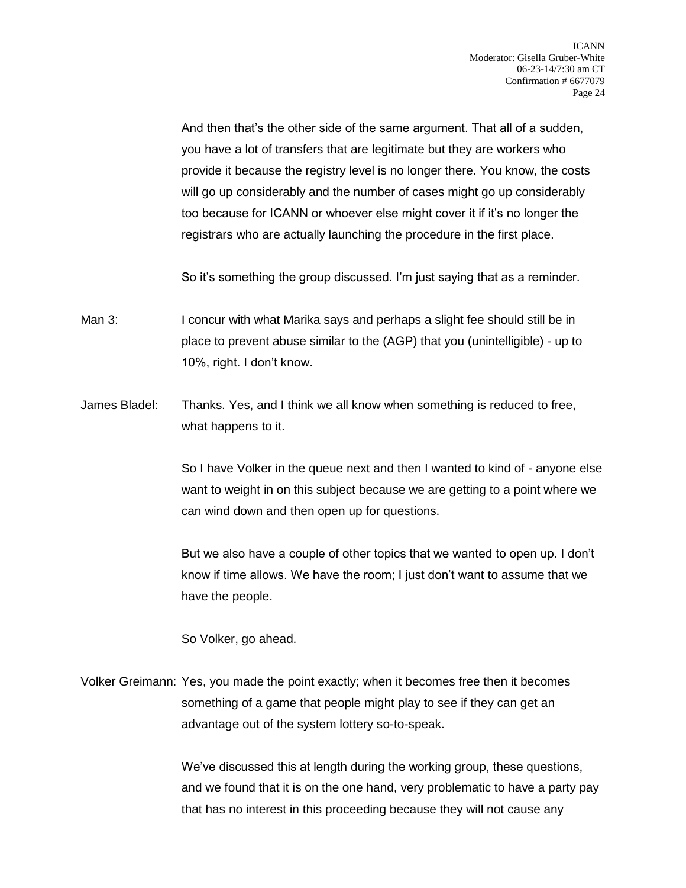And then that's the other side of the same argument. That all of a sudden, you have a lot of transfers that are legitimate but they are workers who provide it because the registry level is no longer there. You know, the costs will go up considerably and the number of cases might go up considerably too because for ICANN or whoever else might cover it if it's no longer the registrars who are actually launching the procedure in the first place.

So it's something the group discussed. I'm just saying that as a reminder.

Man 3: I concur with what Marika says and perhaps a slight fee should still be in place to prevent abuse similar to the (AGP) that you (unintelligible) - up to 10%, right. I don't know.

James Bladel: Thanks. Yes, and I think we all know when something is reduced to free, what happens to it.

So I have Volker in the queue next and then I wanted to kind of - anyone else want to weight in on this subject because we are getting to a point where we can wind down and then open up for questions.

But we also have a couple of other topics that we wanted to open up. I don't know if time allows. We have the room; I just don't want to assume that we have the people.

So Volker, go ahead.

Volker Greimann: Yes, you made the point exactly; when it becomes free then it becomes something of a game that people might play to see if they can get an advantage out of the system lottery so-to-speak.

We've discussed this at length during the working group, these questions, and we found that it is on the one hand, very problematic to have a party pay that has no interest in this proceeding because they will not cause any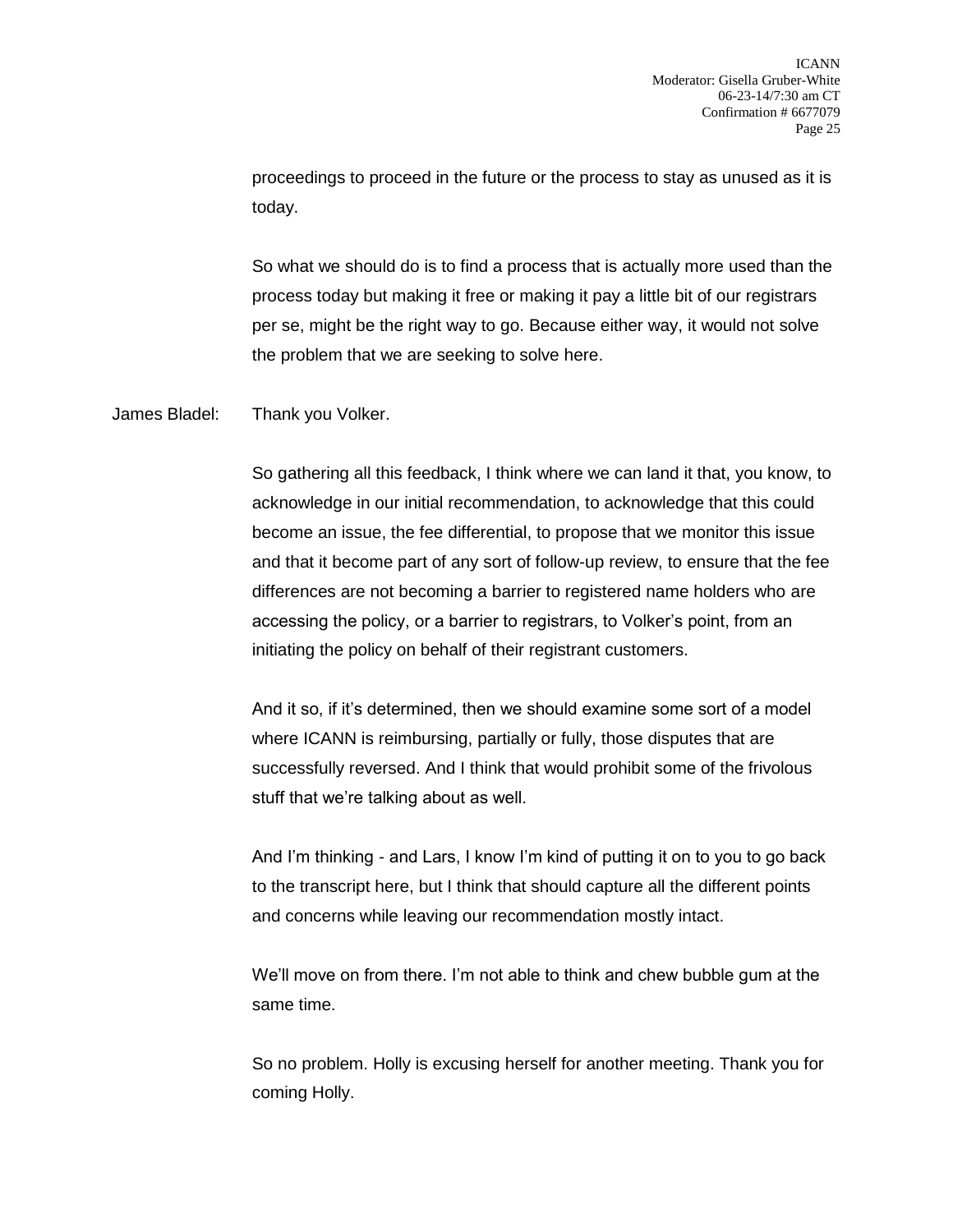proceedings to proceed in the future or the process to stay as unused as it is today.

So what we should do is to find a process that is actually more used than the process today but making it free or making it pay a little bit of our registrars per se, might be the right way to go. Because either way, it would not solve the problem that we are seeking to solve here.

James Bladel: Thank you Volker.

So gathering all this feedback, I think where we can land it that, you know, to acknowledge in our initial recommendation, to acknowledge that this could become an issue, the fee differential, to propose that we monitor this issue and that it become part of any sort of follow-up review, to ensure that the fee differences are not becoming a barrier to registered name holders who are accessing the policy, or a barrier to registrars, to Volker's point, from an initiating the policy on behalf of their registrant customers.

And it so, if it's determined, then we should examine some sort of a model where ICANN is reimbursing, partially or fully, those disputes that are successfully reversed. And I think that would prohibit some of the frivolous stuff that we're talking about as well.

And I'm thinking - and Lars, I know I'm kind of putting it on to you to go back to the transcript here, but I think that should capture all the different points and concerns while leaving our recommendation mostly intact.

We'll move on from there. I'm not able to think and chew bubble gum at the same time.

So no problem. Holly is excusing herself for another meeting. Thank you for coming Holly.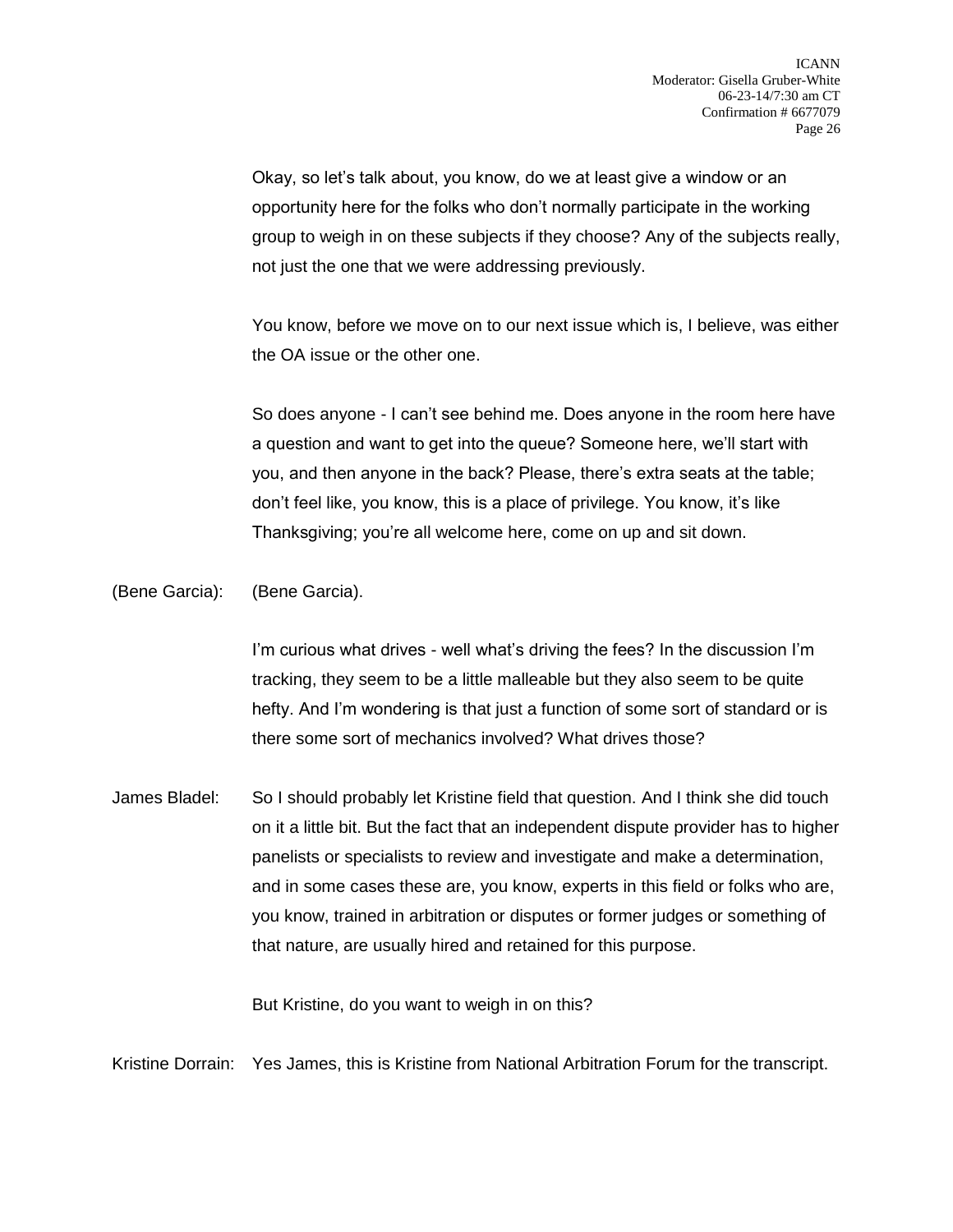Okay, so let's talk about, you know, do we at least give a window or an opportunity here for the folks who don't normally participate in the working group to weigh in on these subjects if they choose? Any of the subjects really, not just the one that we were addressing previously.

You know, before we move on to our next issue which is, I believe, was either the OA issue or the other one.

So does anyone - I can't see behind me. Does anyone in the room here have a question and want to get into the queue? Someone here, we'll start with you, and then anyone in the back? Please, there's extra seats at the table; don't feel like, you know, this is a place of privilege. You know, it's like Thanksgiving; you're all welcome here, come on up and sit down.

(Bene Garcia): (Bene Garcia).

I'm curious what drives - well what's driving the fees? In the discussion I'm tracking, they seem to be a little malleable but they also seem to be quite hefty. And I'm wondering is that just a function of some sort of standard or is there some sort of mechanics involved? What drives those?

James Bladel: So I should probably let Kristine field that question. And I think she did touch on it a little bit. But the fact that an independent dispute provider has to higher panelists or specialists to review and investigate and make a determination, and in some cases these are, you know, experts in this field or folks who are, you know, trained in arbitration or disputes or former judges or something of that nature, are usually hired and retained for this purpose.

But Kristine, do you want to weigh in on this?

Kristine Dorrain: Yes James, this is Kristine from National Arbitration Forum for the transcript.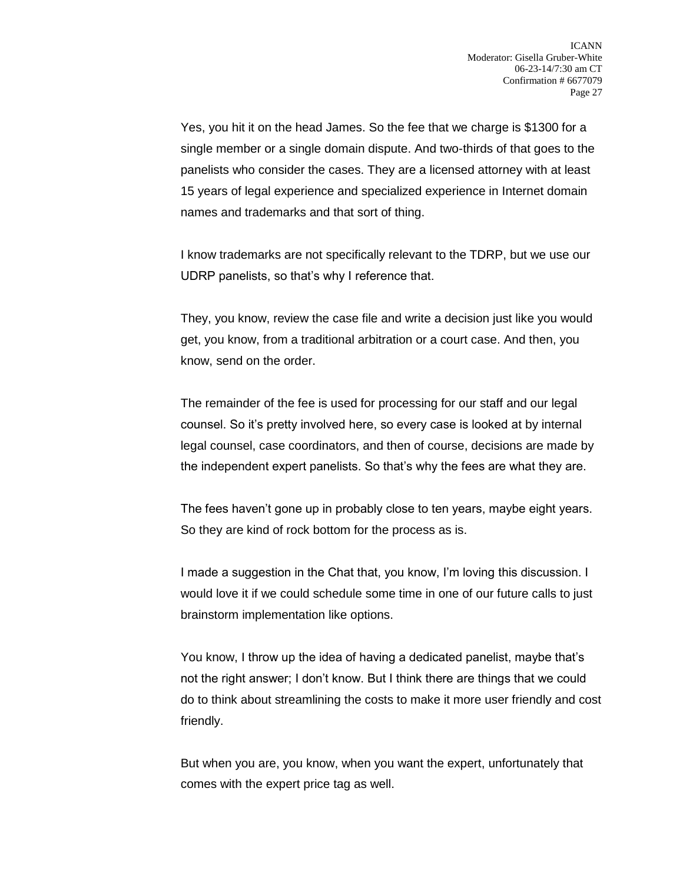Yes, you hit it on the head James. So the fee that we charge is $1300 for a single member or a single domain dispute. And two-thirds of that goes to the panelists who consider the cases. They are a licensed attorney with at least 15 years of legal experience and specialized experience in Internet domain names and trademarks and that sort of thing.

I know trademarks are not specifically relevant to the TDRP, but we use our UDRP panelists, so that's why I reference that.

They, you know, review the case file and write a decision just like you would get, you know, from a traditional arbitration or a court case. And then, you know, send on the order.

The remainder of the fee is used for processing for our staff and our legal counsel. So it's pretty involved here, so every case is looked at by internal legal counsel, case coordinators, and then of course, decisions are made by the independent expert panelists. So that's why the fees are what they are.

The fees haven't gone up in probably close to ten years, maybe eight years. So they are kind of rock bottom for the process as is.

I made a suggestion in the Chat that, you know, I'm loving this discussion. I would love it if we could schedule some time in one of our future calls to just brainstorm implementation like options.

You know, I throw up the idea of having a dedicated panelist, maybe that's not the right answer; I don't know. But I think there are things that we could do to think about streamlining the costs to make it more user friendly and cost friendly.

But when you are, you know, when you want the expert, unfortunately that comes with the expert price tag as well.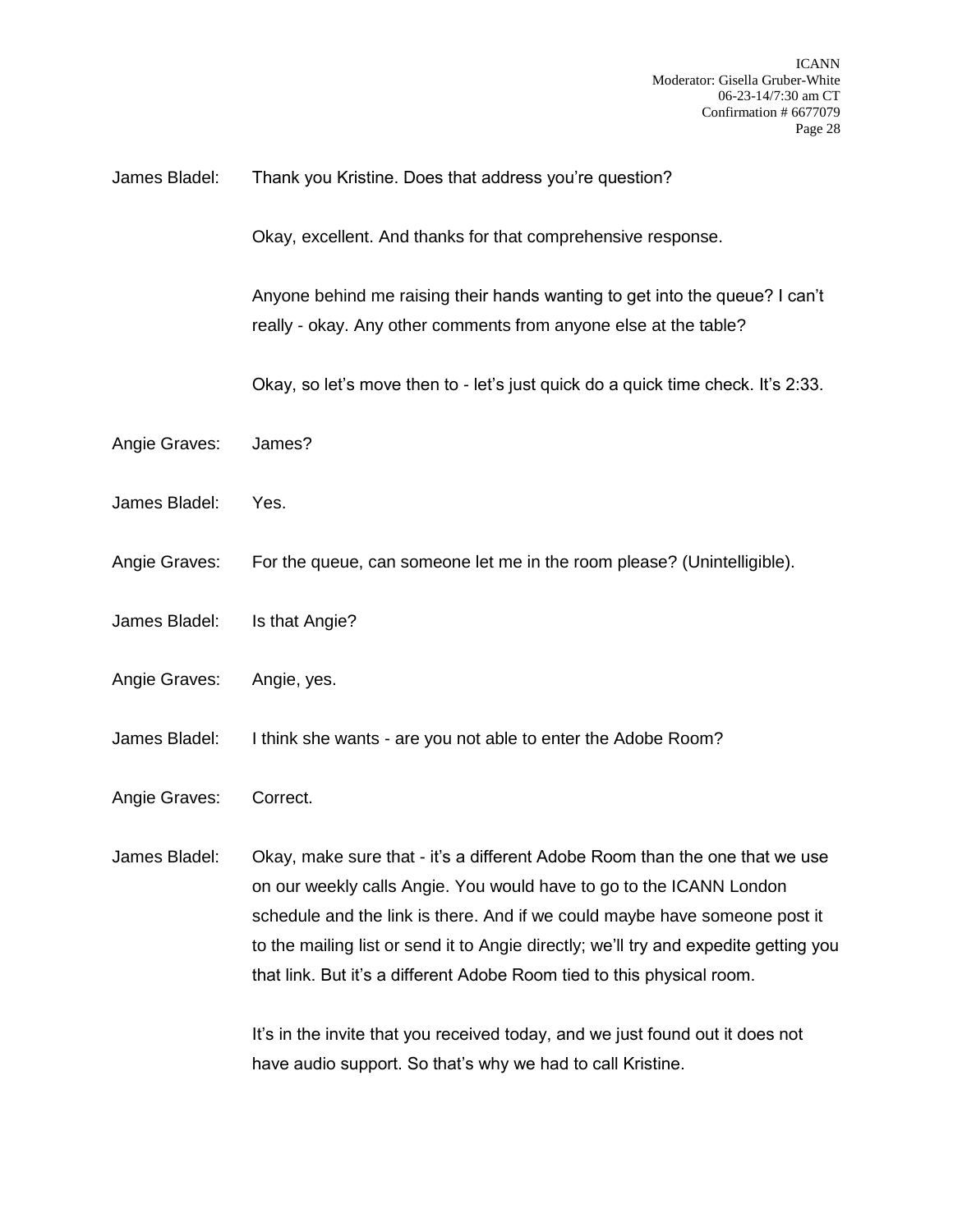James Bladel: Thank you Kristine. Does that address you're question?

Okay, excellent. And thanks for that comprehensive response.

Anyone behind me raising their hands wanting to get into the queue? I can't really - okay. Any other comments from anyone else at the table?

Okay, so let's move then to - let's just quick do a quick time check. It's 2:33.

Angie Graves: James?

James Bladel: Yes.

Angie Graves: For the queue, can someone let me in the room please? (Unintelligible).

James Bladel: Is that Angie?

Angie Graves: Angie, yes.

James Bladel: I think she wants - are you not able to enter the Adobe Room?

Angie Graves: Correct.

James Bladel: Okay, make sure that - it's a different Adobe Room than the one that we use on our weekly calls Angie. You would have to go to the ICANN London schedule and the link is there. And if we could maybe have someone post it to the mailing list or send it to Angie directly; we'll try and expedite getting you that link. But it's a different Adobe Room tied to this physical room.

It's in the invite that you received today, and we just found out it does not have audio support. So that's why we had to call Kristine.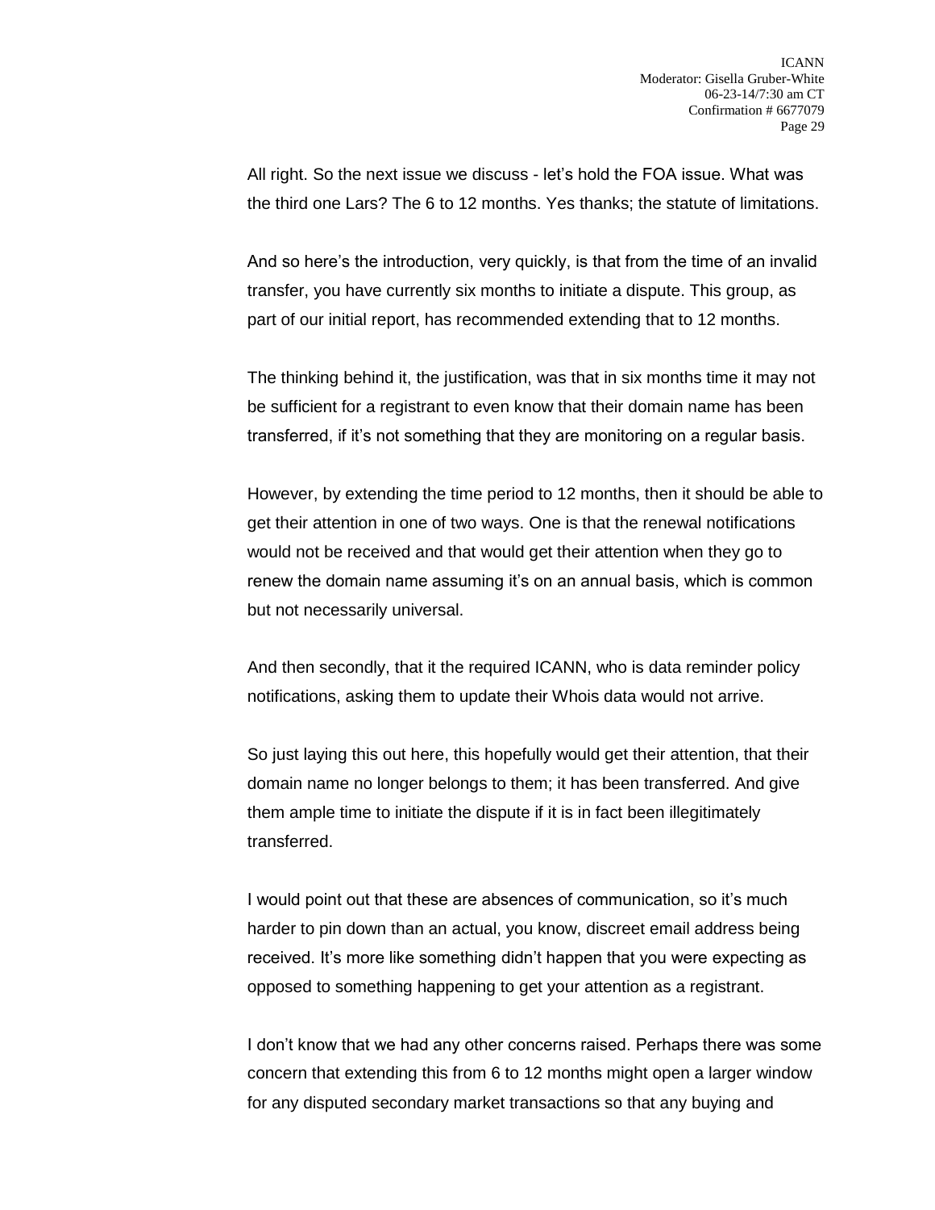All right. So the next issue we discuss - let's hold the FOA issue. What was the third one Lars? The 6 to 12 months. Yes thanks; the statute of limitations.

And so here's the introduction, very quickly, is that from the time of an invalid transfer, you have currently six months to initiate a dispute. This group, as part of our initial report, has recommended extending that to 12 months.

The thinking behind it, the justification, was that in six months time it may not be sufficient for a registrant to even know that their domain name has been transferred, if it's not something that they are monitoring on a regular basis.

However, by extending the time period to 12 months, then it should be able to get their attention in one of two ways. One is that the renewal notifications would not be received and that would get their attention when they go to renew the domain name assuming it's on an annual basis, which is common but not necessarily universal.

And then secondly, that it the required ICANN, who is data reminder policy notifications, asking them to update their Whois data would not arrive.

So just laying this out here, this hopefully would get their attention, that their domain name no longer belongs to them; it has been transferred. And give them ample time to initiate the dispute if it is in fact been illegitimately transferred.

I would point out that these are absences of communication, so it's much harder to pin down than an actual, you know, discreet email address being received. It's more like something didn't happen that you were expecting as opposed to something happening to get your attention as a registrant.

I don't know that we had any other concerns raised. Perhaps there was some concern that extending this from 6 to 12 months might open a larger window for any disputed secondary market transactions so that any buying and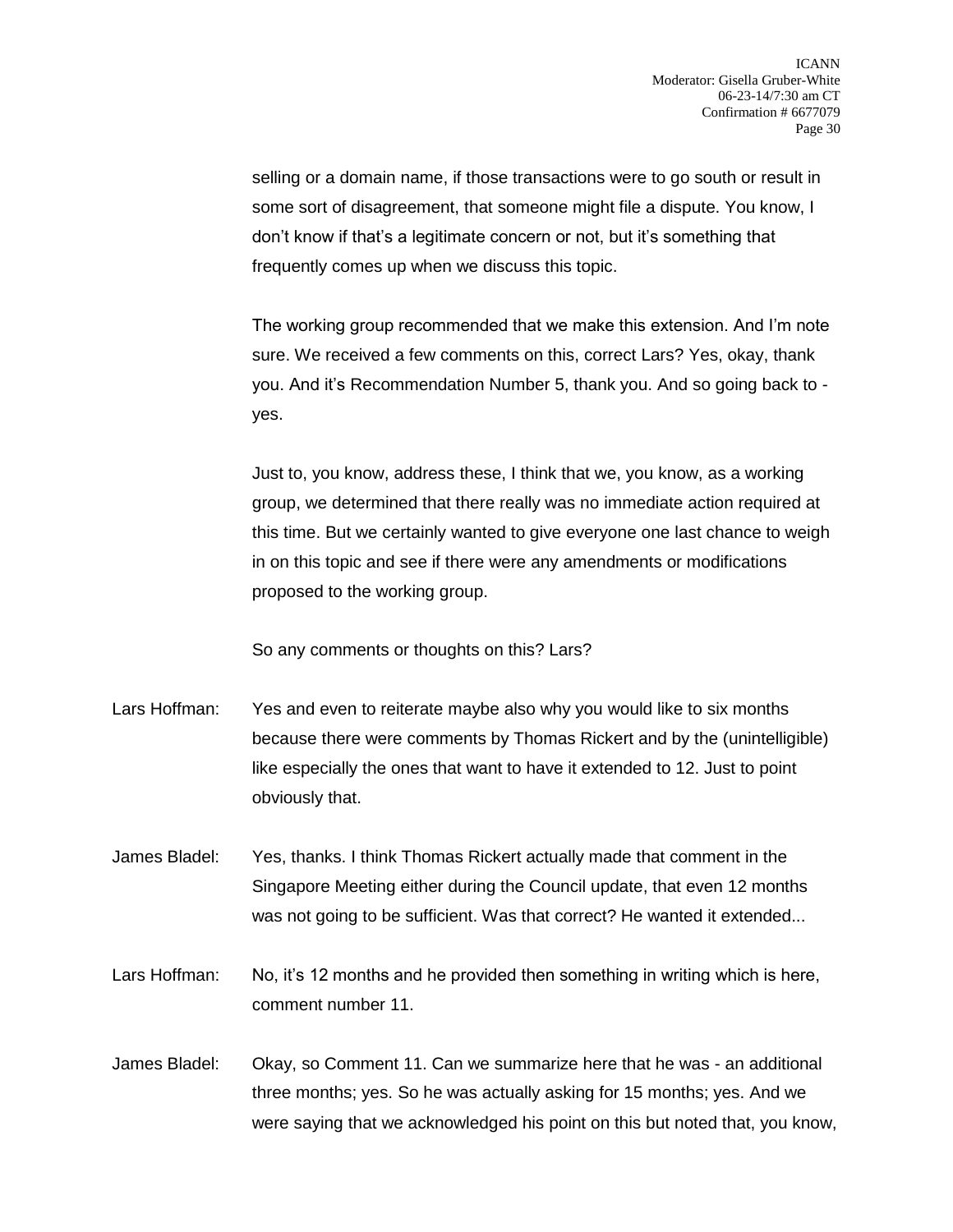selling or a domain name, if those transactions were to go south or result in some sort of disagreement, that someone might file a dispute. You know, I don't know if that's a legitimate concern or not, but it's something that frequently comes up when we discuss this topic.

The working group recommended that we make this extension. And I'm note sure. We received a few comments on this, correct Lars? Yes, okay, thank you. And it's Recommendation Number 5, thank you. And so going back to - yes.

Just to, you know, address these, I think that we, you know, as a working group, we determined that there really was no immediate action required at this time. But we certainly wanted to give everyone one last chance to weigh in on this topic and see if there were any amendments or modifications proposed to the working group.

So any comments or thoughts on this? Lars?

Lars Hoffman: Yes and even to reiterate maybe also why you would like to six months because there were comments by Thomas Rickert and by the (unintelligible) like especially the ones that want to have it extended to 12. Just to point obviously that.

James Bladel: Yes, thanks. I think Thomas Rickert actually made that comment in the Singapore Meeting either during the Council update, that even 12 months was not going to be sufficient. Was that correct? He wanted it extended...

Lars Hoffman: No, it's 12 months and he provided then something in writing which is here, comment number 11.

James Bladel: Okay, so Comment 11. Can we summarize here that he was - an additional three months; yes. So he was actually asking for 15 months; yes. And we were saying that we acknowledged his point on this but noted that, you know,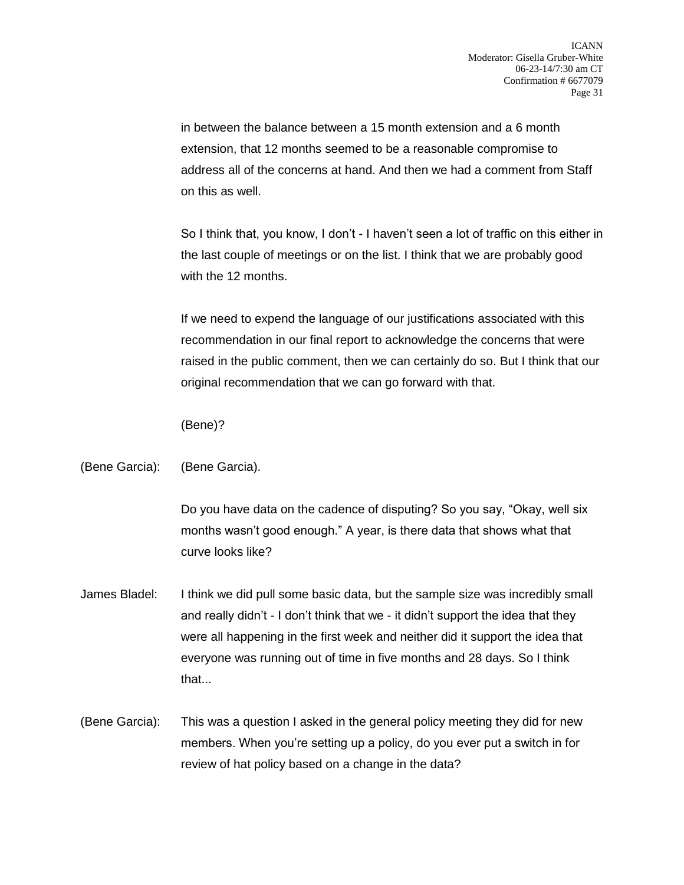in between the balance between a 15 month extension and a 6 month extension, that 12 months seemed to be a reasonable compromise to address all of the concerns at hand. And then we had a comment from Staff on this as well.

So I think that, you know, I don't - I haven't seen a lot of traffic on this either in the last couple of meetings or on the list. I think that we are probably good with the 12 months.

If we need to expend the language of our justifications associated with this recommendation in our final report to acknowledge the concerns that were raised in the public comment, then we can certainly do so. But I think that our original recommendation that we can go forward with that.

(Bene)?

(Bene Garcia): (Bene Garcia).

Do you have data on the cadence of disputing? So you say, "Okay, well six months wasn't good enough." A year, is there data that shows what that curve looks like?

James Bladel: I think we did pull some basic data, but the sample size was incredibly small and really didn't - I don't think that we - it didn't support the idea that they were all happening in the first week and neither did it support the idea that everyone was running out of time in five months and 28 days. So I think that...

(Bene Garcia): This was a question I asked in the general policy meeting they did for new members. When you're setting up a policy, do you ever put a switch in for review of hat policy based on a change in the data?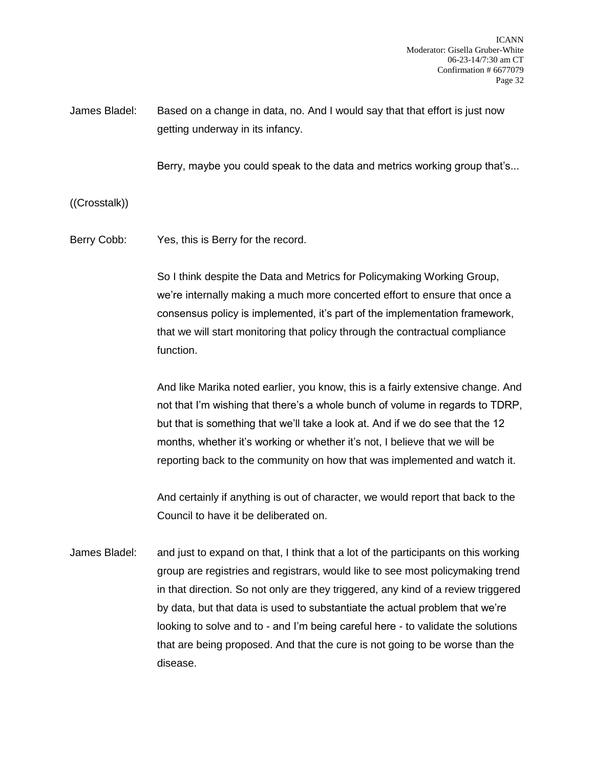James Bladel: Based on a change in data, no. And I would say that that effort is just now getting underway in its infancy.

Berry, maybe you could speak to the data and metrics working group that's...

((Crosstalk))

Berry Cobb: Yes, this is Berry for the record.

So I think despite the Data and Metrics for Policymaking Working Group, we're internally making a much more concerted effort to ensure that once a consensus policy is implemented, it's part of the implementation framework, that we will start monitoring that policy through the contractual compliance function.

And like Marika noted earlier, you know, this is a fairly extensive change. And not that I'm wishing that there's a whole bunch of volume in regards to TDRP, but that is something that we'll take a look at. And if we do see that the 12 months, whether it's working or whether it's not, I believe that we will be reporting back to the community on how that was implemented and watch it.

And certainly if anything is out of character, we would report that back to the Council to have it be deliberated on.

James Bladel: and just to expand on that, I think that a lot of the participants on this working group are registries and registrars, would like to see most policymaking trend in that direction. So not only are they triggered, any kind of a review triggered by data, but that data is used to substantiate the actual problem that we're looking to solve and to - and I'm being careful here - to validate the solutions that are being proposed. And that the cure is not going to be worse than the disease.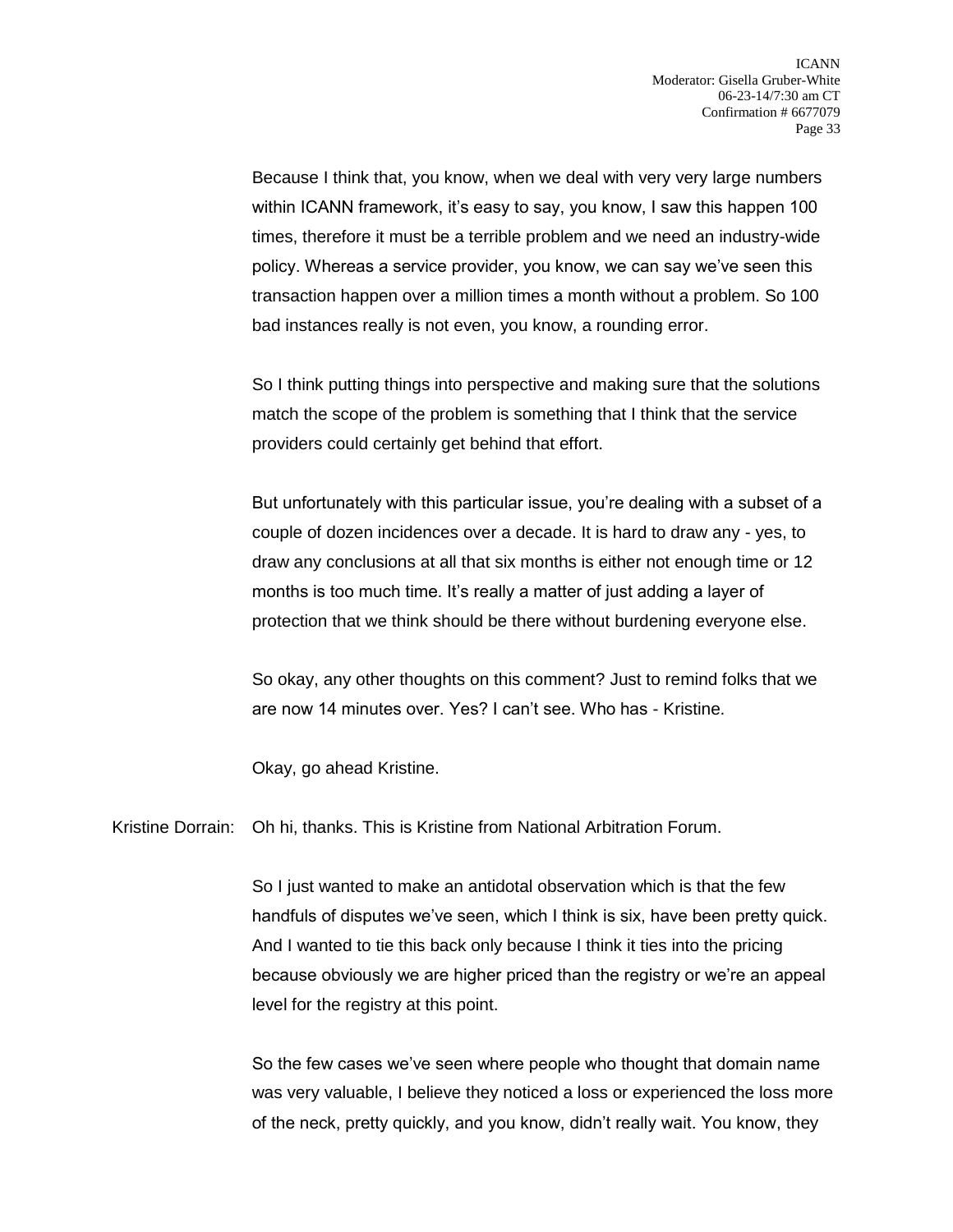Because I think that, you know, when we deal with very very large numbers within ICANN framework, it's easy to say, you know, I saw this happen 100 times, therefore it must be a terrible problem and we need an industry-wide policy. Whereas a service provider, you know, we can say we've seen this transaction happen over a million times a month without a problem. So 100 bad instances really is not even, you know, a rounding error.

So I think putting things into perspective and making sure that the solutions match the scope of the problem is something that I think that the service providers could certainly get behind that effort.

But unfortunately with this particular issue, you're dealing with a subset of a couple of dozen incidences over a decade. It is hard to draw any - yes, to draw any conclusions at all that six months is either not enough time or 12 months is too much time. It's really a matter of just adding a layer of protection that we think should be there without burdening everyone else.

So okay, any other thoughts on this comment? Just to remind folks that we are now 14 minutes over. Yes? I can't see. Who has - Kristine.

Okay, go ahead Kristine.

Kristine Dorrain: Oh hi, thanks. This is Kristine from National Arbitration Forum.

So I just wanted to make an antidotal observation which is that the few handfuls of disputes we've seen, which I think is six, have been pretty quick. And I wanted to tie this back only because I think it ties into the pricing because obviously we are higher priced than the registry or we're an appeal level for the registry at this point.

So the few cases we've seen where people who thought that domain name was very valuable, I believe they noticed a loss or experienced the loss more of the neck, pretty quickly, and you know, didn't really wait. You know, they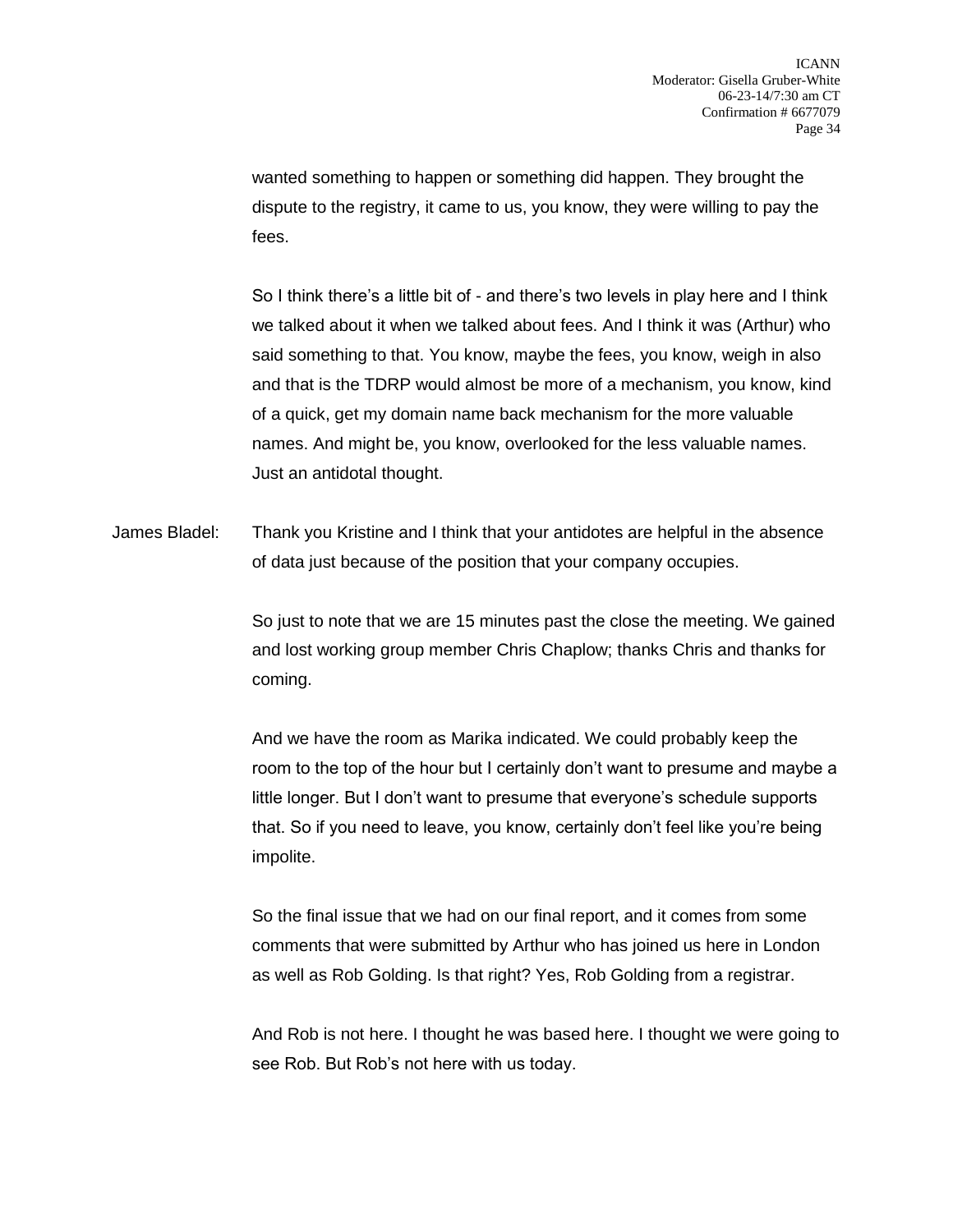wanted something to happen or something did happen. They brought the dispute to the registry, it came to us, you know, they were willing to pay the fees.

So I think there's a little bit of - and there's two levels in play here and I think we talked about it when we talked about fees. And I think it was (Arthur) who said something to that. You know, maybe the fees, you know, weigh in also and that is the TDRP would almost be more of a mechanism, you know, kind of a quick, get my domain name back mechanism for the more valuable names. And might be, you know, overlooked for the less valuable names. Just an antidotal thought.

James Bladel: Thank you Kristine and I think that your antidotes are helpful in the absence of data just because of the position that your company occupies.

So just to note that we are 15 minutes past the close the meeting. We gained and lost working group member Chris Chaplow; thanks Chris and thanks for coming.

And we have the room as Marika indicated. We could probably keep the room to the top of the hour but I certainly don't want to presume and maybe a little longer. But I don't want to presume that everyone's schedule supports that. So if you need to leave, you know, certainly don't feel like you're being impolite.

So the final issue that we had on our final report, and it comes from some comments that were submitted by Arthur who has joined us here in London as well as Rob Golding. Is that right? Yes, Rob Golding from a registrar.

And Rob is not here. I thought he was based here. I thought we were going to see Rob. But Rob's not here with us today.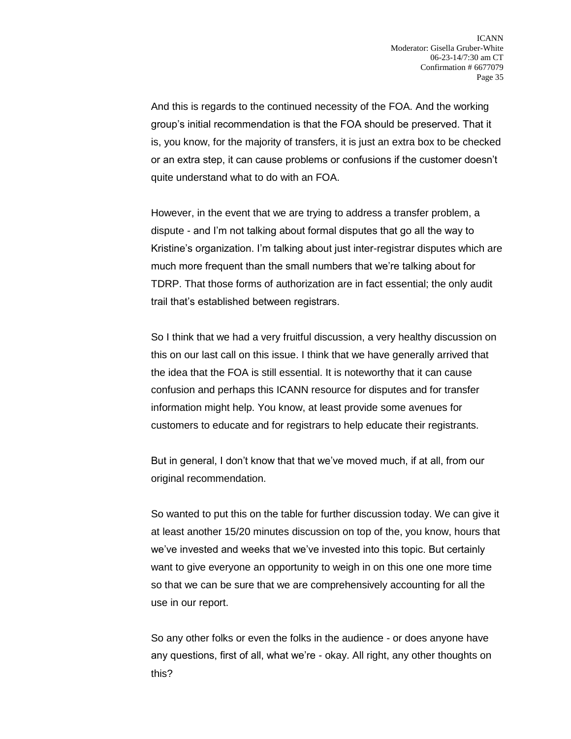And this is regards to the continued necessity of the FOA. And the working group's initial recommendation is that the FOA should be preserved. That it is, you know, for the majority of transfers, it is just an extra box to be checked or an extra step, it can cause problems or confusions if the customer doesn't quite understand what to do with an FOA.

However, in the event that we are trying to address a transfer problem, a dispute - and I'm not talking about formal disputes that go all the way to Kristine's organization. I'm talking about just inter-registrar disputes which are much more frequent than the small numbers that we're talking about for TDRP. That those forms of authorization are in fact essential; the only audit trail that's established between registrars.

So I think that we had a very fruitful discussion, a very healthy discussion on this on our last call on this issue. I think that we have generally arrived that the idea that the FOA is still essential. It is noteworthy that it can cause confusion and perhaps this ICANN resource for disputes and for transfer information might help. You know, at least provide some avenues for customers to educate and for registrars to help educate their registrants.

But in general, I don't know that that we've moved much, if at all, from our original recommendation.

So wanted to put this on the table for further discussion today. We can give it at least another 15/20 minutes discussion on top of the, you know, hours that we've invested and weeks that we've invested into this topic. But certainly want to give everyone an opportunity to weigh in on this one one more time so that we can be sure that we are comprehensively accounting for all the use in our report.

So any other folks or even the folks in the audience - or does anyone have any questions, first of all, what we're - okay. All right, any other thoughts on this?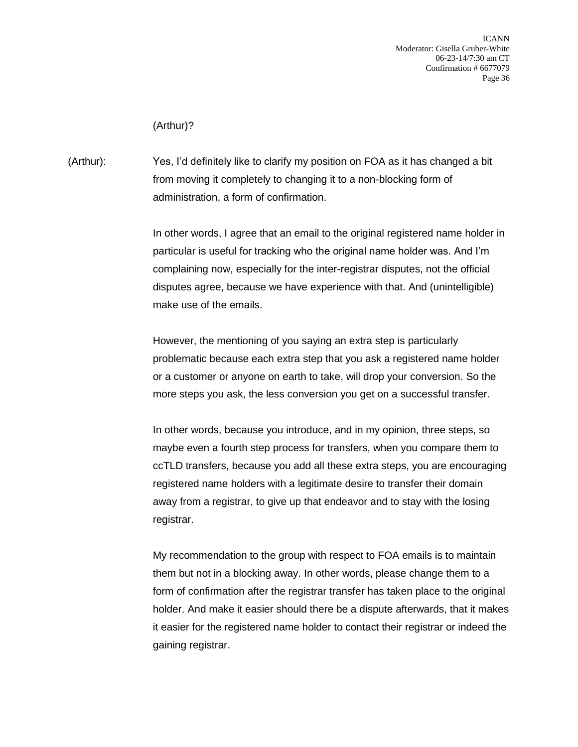(Arthur)?

(Arthur): Yes, I'd definitely like to clarify my position on FOA as it has changed a bit from moving it completely to changing it to a non-blocking form of administration, a form of confirmation.

In other words, I agree that an email to the original registered name holder in particular is useful for tracking who the original name holder was. And I'm complaining now, especially for the inter-registrar disputes, not the official disputes agree, because we have experience with that. And (unintelligible) make use of the emails.

However, the mentioning of you saying an extra step is particularly problematic because each extra step that you ask a registered name holder or a customer or anyone on earth to take, will drop your conversion. So the more steps you ask, the less conversion you get on a successful transfer.

In other words, because you introduce, and in my opinion, three steps, so maybe even a fourth step process for transfers, when you compare them to ccTLD transfers, because you add all these extra steps, you are encouraging registered name holders with a legitimate desire to transfer their domain away from a registrar, to give up that endeavor and to stay with the losing registrar.

My recommendation to the group with respect to FOA emails is to maintain them but not in a blocking away. In other words, please change them to a form of confirmation after the registrar transfer has taken place to the original holder. And make it easier should there be a dispute afterwards, that it makes it easier for the registered name holder to contact their registrar or indeed the gaining registrar.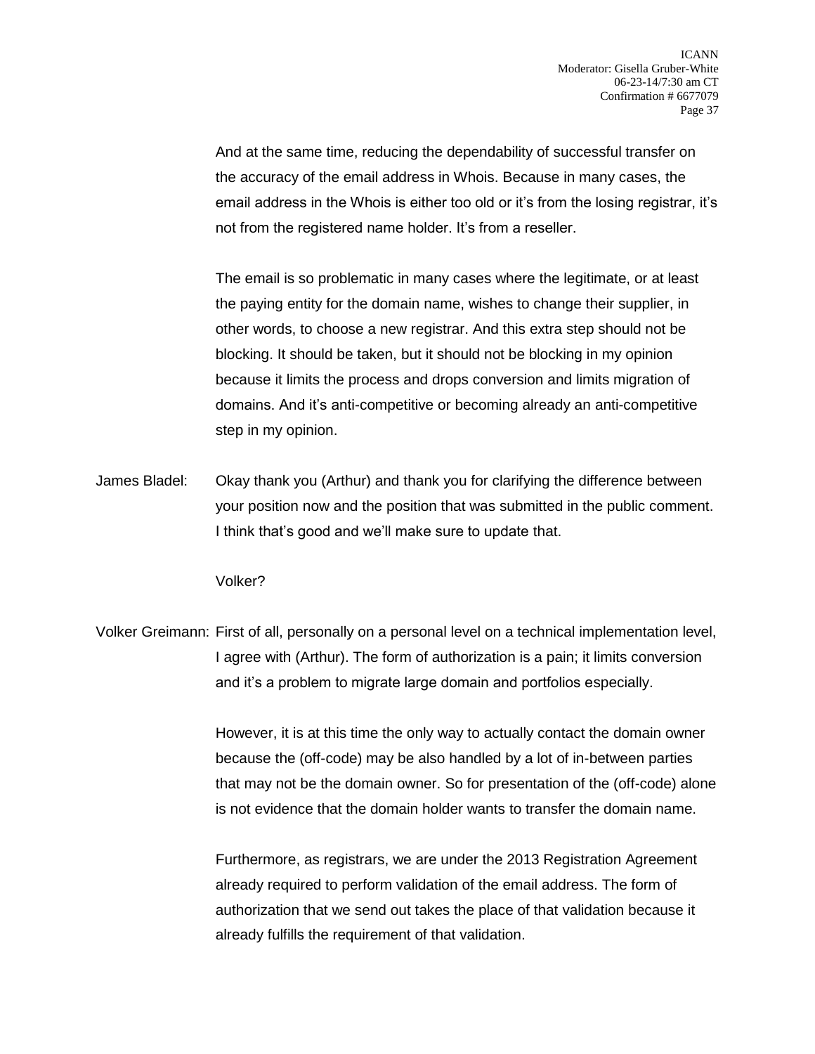And at the same time, reducing the dependability of successful transfer on the accuracy of the email address in Whois. Because in many cases, the email address in the Whois is either too old or it's from the losing registrar, it's not from the registered name holder. It's from a reseller.

The email is so problematic in many cases where the legitimate, or at least the paying entity for the domain name, wishes to change their supplier, in other words, to choose a new registrar. And this extra step should not be blocking. It should be taken, but it should not be blocking in my opinion because it limits the process and drops conversion and limits migration of domains. And it's anti-competitive or becoming already an anti-competitive step in my opinion.

James Bladel: Okay thank you (Arthur) and thank you for clarifying the difference between your position now and the position that was submitted in the public comment. I think that's good and we'll make sure to update that.

Volker?

Volker Greimann: First of all, personally on a personal level on a technical implementation level, I agree with (Arthur). The form of authorization is a pain; it limits conversion and it's a problem to migrate large domain and portfolios especially.

However, it is at this time the only way to actually contact the domain owner because the (off-code) may be also handled by a lot of in-between parties that may not be the domain owner. So for presentation of the (off-code) alone is not evidence that the domain holder wants to transfer the domain name.

Furthermore, as registrars, we are under the 2013 Registration Agreement already required to perform validation of the email address. The form of authorization that we send out takes the place of that validation because it already fulfills the requirement of that validation.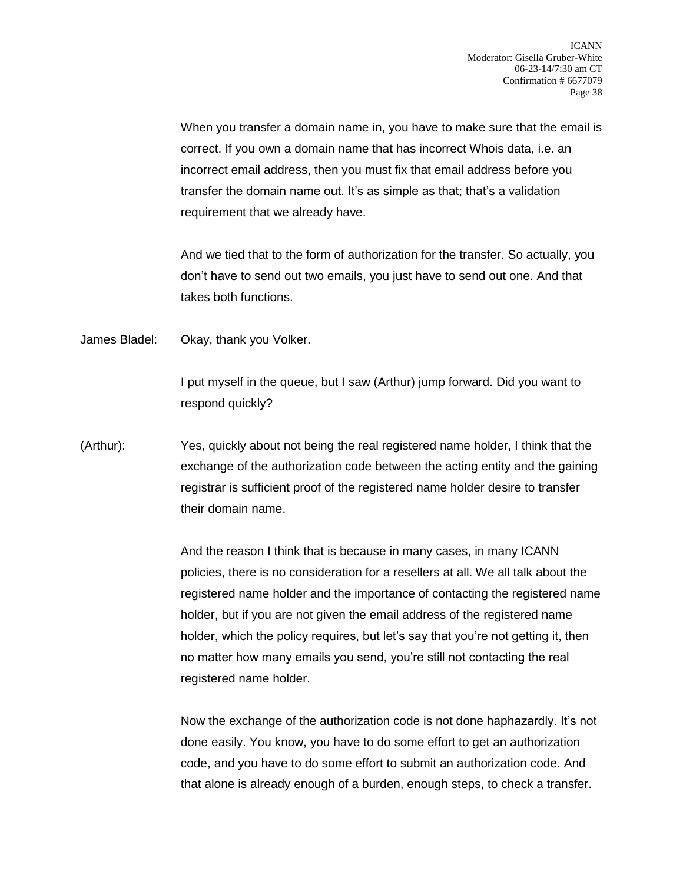When you transfer a domain name in, you have to make sure that the email is correct. If you own a domain name that has incorrect Whois data, i.e. an incorrect email address, then you must fix that email address before you transfer the domain name out. It's as simple as that; that's a validation requirement that we already have.

And we tied that to the form of authorization for the transfer. So actually, you don't have to send out two emails, you just have to send out one. And that takes both functions.

James Bladel: Okay, thank you Volker.

I put myself in the queue, but I saw (Arthur) jump forward. Did you want to respond quickly?

(Arthur): Yes, quickly about not being the real registered name holder, I think that the exchange of the authorization code between the acting entity and the gaining registrar is sufficient proof of the registered name holder desire to transfer their domain name.

And the reason I think that is because in many cases, in many ICANN policies, there is no consideration for a resellers at all. We all talk about the registered name holder and the importance of contacting the registered name holder, but if you are not given the email address of the registered name holder, which the policy requires, but let's say that you're not getting it, then no matter how many emails you send, you're still not contacting the real registered name holder.

Now the exchange of the authorization code is not done haphazardly. It's not done easily. You know, you have to do some effort to get an authorization code, and you have to do some effort to submit an authorization code. And that alone is already enough of a burden, enough steps, to check a transfer.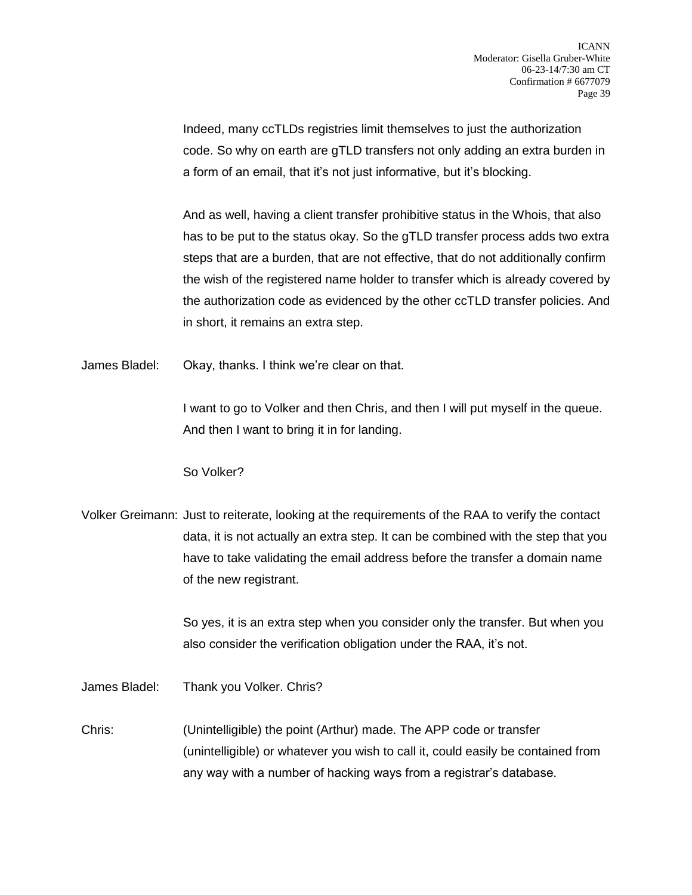Indeed, many ccTLDs registries limit themselves to just the authorization code. So why on earth are gTLD transfers not only adding an extra burden in a form of an email, that it's not just informative, but it's blocking.

And as well, having a client transfer prohibitive status in the Whois, that also has to be put to the status okay. So the gTLD transfer process adds two extra steps that are a burden, that are not effective, that do not additionally confirm the wish of the registered name holder to transfer which is already covered by the authorization code as evidenced by the other ccTLD transfer policies. And in short, it remains an extra step.

James Bladel: Okay, thanks. I think we're clear on that.

I want to go to Volker and then Chris, and then I will put myself in the queue. And then I want to bring it in for landing.

So Volker?

Volker Greimann: Just to reiterate, looking at the requirements of the RAA to verify the contact data, it is not actually an extra step. It can be combined with the step that you have to take validating the email address before the transfer a domain name of the new registrant.

So yes, it is an extra step when you consider only the transfer. But when you also consider the verification obligation under the RAA, it's not.

James Bladel: Thank you Volker. Chris?

Chris: (Unintelligible) the point (Arthur) made. The APP code or transfer (unintelligible) or whatever you wish to call it, could easily be contained from any way with a number of hacking ways from a registrar's database.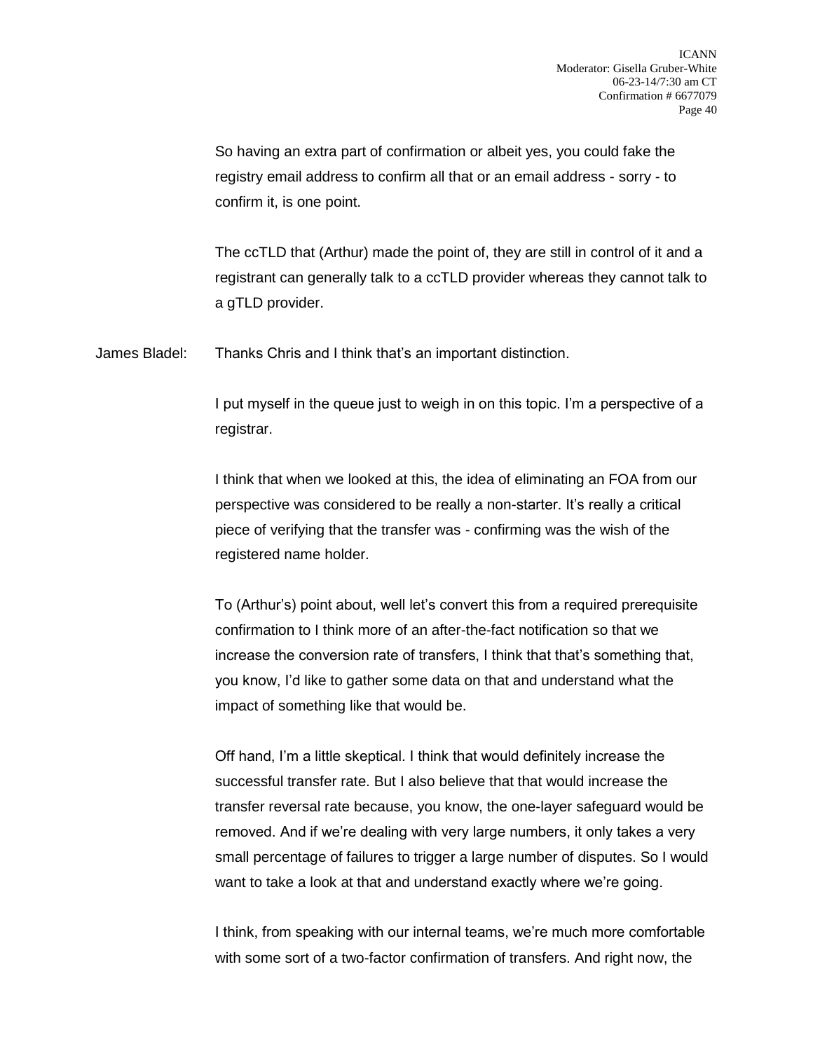So having an extra part of confirmation or albeit yes, you could fake the registry email address to confirm all that or an email address - sorry - to confirm it, is one point.

The ccTLD that (Arthur) made the point of, they are still in control of it and a registrant can generally talk to a ccTLD provider whereas they cannot talk to a gTLD provider.

James Bladel: Thanks Chris and I think that's an important distinction.

I put myself in the queue just to weigh in on this topic. I'm a perspective of a registrar.

I think that when we looked at this, the idea of eliminating an FOA from our perspective was considered to be really a non-starter. It's really a critical piece of verifying that the transfer was - confirming was the wish of the registered name holder.

To (Arthur's) point about, well let's convert this from a required prerequisite confirmation to I think more of an after-the-fact notification so that we increase the conversion rate of transfers, I think that that's something that, you know, I'd like to gather some data on that and understand what the impact of something like that would be.

Off hand, I'm a little skeptical. I think that would definitely increase the successful transfer rate. But I also believe that that would increase the transfer reversal rate because, you know, the one-layer safeguard would be removed. And if we're dealing with very large numbers, it only takes a very small percentage of failures to trigger a large number of disputes. So I would want to take a look at that and understand exactly where we're going.

I think, from speaking with our internal teams, we're much more comfortable with some sort of a two-factor confirmation of transfers. And right now, the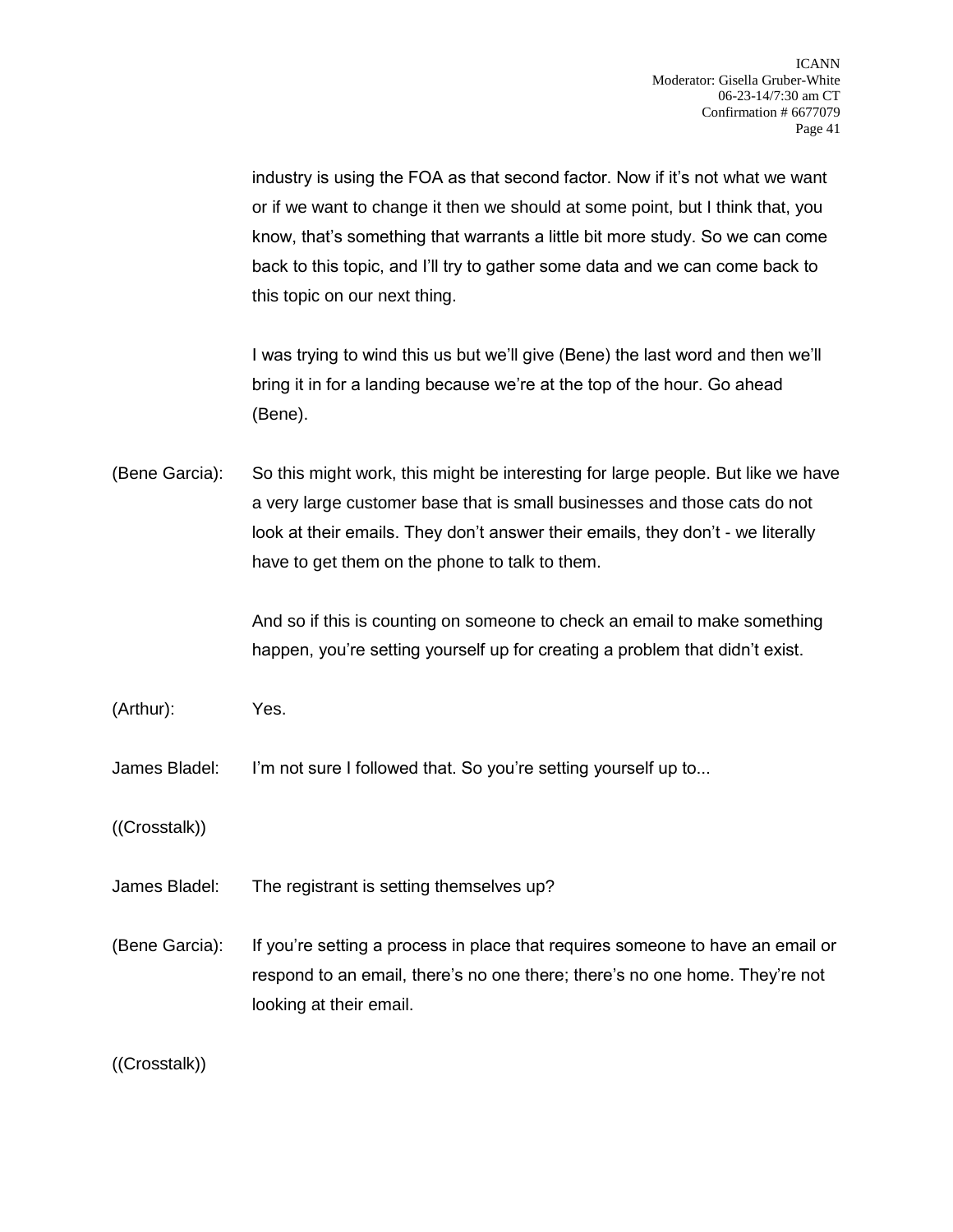industry is using the FOA as that second factor. Now if it's not what we want or if we want to change it then we should at some point, but I think that, you know, that's something that warrants a little bit more study. So we can come back to this topic, and I'll try to gather some data and we can come back to this topic on our next thing.

I was trying to wind this us but we'll give (Bene) the last word and then we'll bring it in for a landing because we're at the top of the hour. Go ahead (Bene).

(Bene Garcia): So this might work, this might be interesting for large people. But like we have a very large customer base that is small businesses and those cats do not look at their emails. They don't answer their emails, they don't - we literally have to get them on the phone to talk to them.

And so if this is counting on someone to check an email to make something happen, you're setting yourself up for creating a problem that didn't exist.

(Arthur): Yes.

James Bladel: I'm not sure I followed that. So you're setting yourself up to...

((Crosstalk))

James Bladel: The registrant is setting themselves up?

(Bene Garcia): If you're setting a process in place that requires someone to have an email or respond to an email, there's no one there; there's no one home. They're not looking at their email.

((Crosstalk))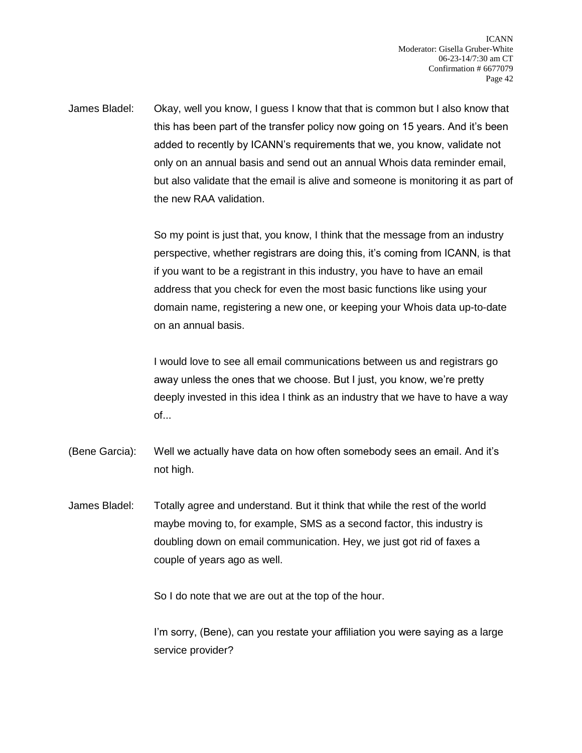James Bladel: Okay, well you know, I guess I know that that is common but I also know that this has been part of the transfer policy now going on 15 years. And it's been added to recently by ICANN's requirements that we, you know, validate not only on an annual basis and send out an annual Whois data reminder email, but also validate that the email is alive and someone is monitoring it as part of the new RAA validation.

So my point is just that, you know, I think that the message from an industry perspective, whether registrars are doing this, it's coming from ICANN, is that if you want to be a registrant in this industry, you have to have an email address that you check for even the most basic functions like using your domain name, registering a new one, or keeping your Whois data up-to-date on an annual basis.

I would love to see all email communications between us and registrars go away unless the ones that we choose. But I just, you know, we're pretty deeply invested in this idea I think as an industry that we have to have a way of...

(Bene Garcia): Well we actually have data on how often somebody sees an email. And it's not high.

James Bladel: Totally agree and understand. But it think that while the rest of the world maybe moving to, for example, SMS as a second factor, this industry is doubling down on email communication. Hey, we just got rid of faxes a couple of years ago as well.

So I do note that we are out at the top of the hour.

I'm sorry, (Bene), can you restate your affiliation you were saying as a large service provider?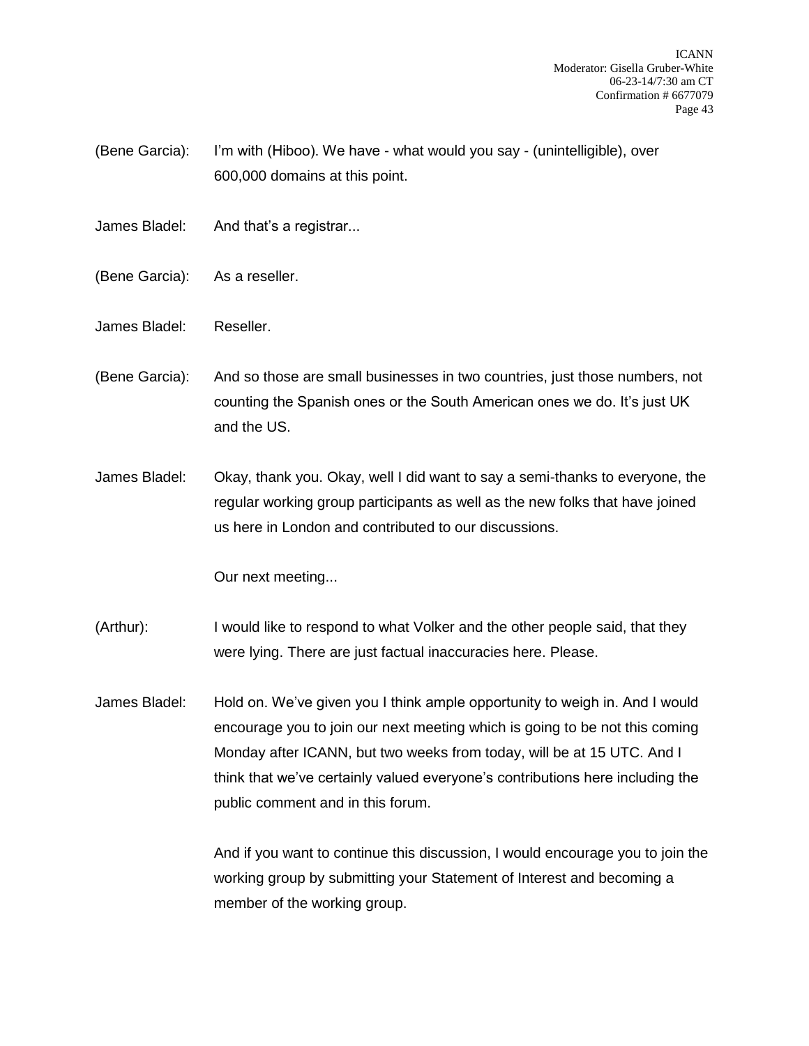(Bene Garcia): I'm with (Hiboo). We have - what would you say - (unintelligible), over 600,000 domains at this point.

James Bladel: And that's a registrar...

(Bene Garcia): As a reseller.

James Bladel: Reseller.

(Bene Garcia): And so those are small businesses in two countries, just those numbers, not counting the Spanish ones or the South American ones we do. It's just UK and the US.

James Bladel: Okay, thank you. Okay, well I did want to say a semi-thanks to everyone, the regular working group participants as well as the new folks that have joined us here in London and contributed to our discussions.

Our next meeting...

(Arthur): I would like to respond to what Volker and the other people said, that they were lying. There are just factual inaccuracies here. Please.

James Bladel: Hold on. We've given you I think ample opportunity to weigh in. And I would encourage you to join our next meeting which is going to be not this coming Monday after ICANN, but two weeks from today, will be at 15 UTC. And I think that we've certainly valued everyone's contributions here including the public comment and in this forum.

And if you want to continue this discussion, I would encourage you to join the working group by submitting your Statement of Interest and becoming a member of the working group.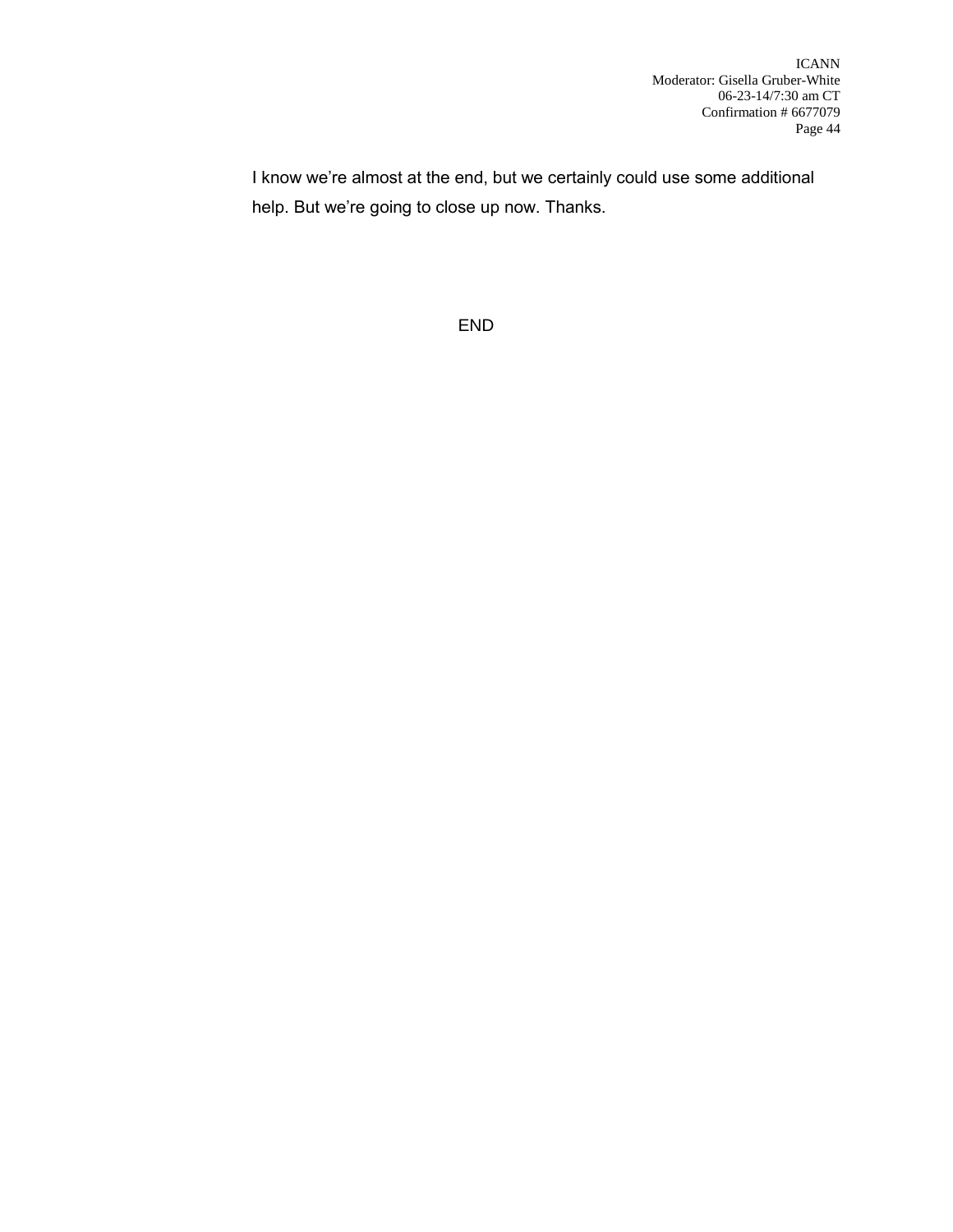I know we're almost at the end, but we certainly could use some additional help. But we're going to close up now. Thanks.

END